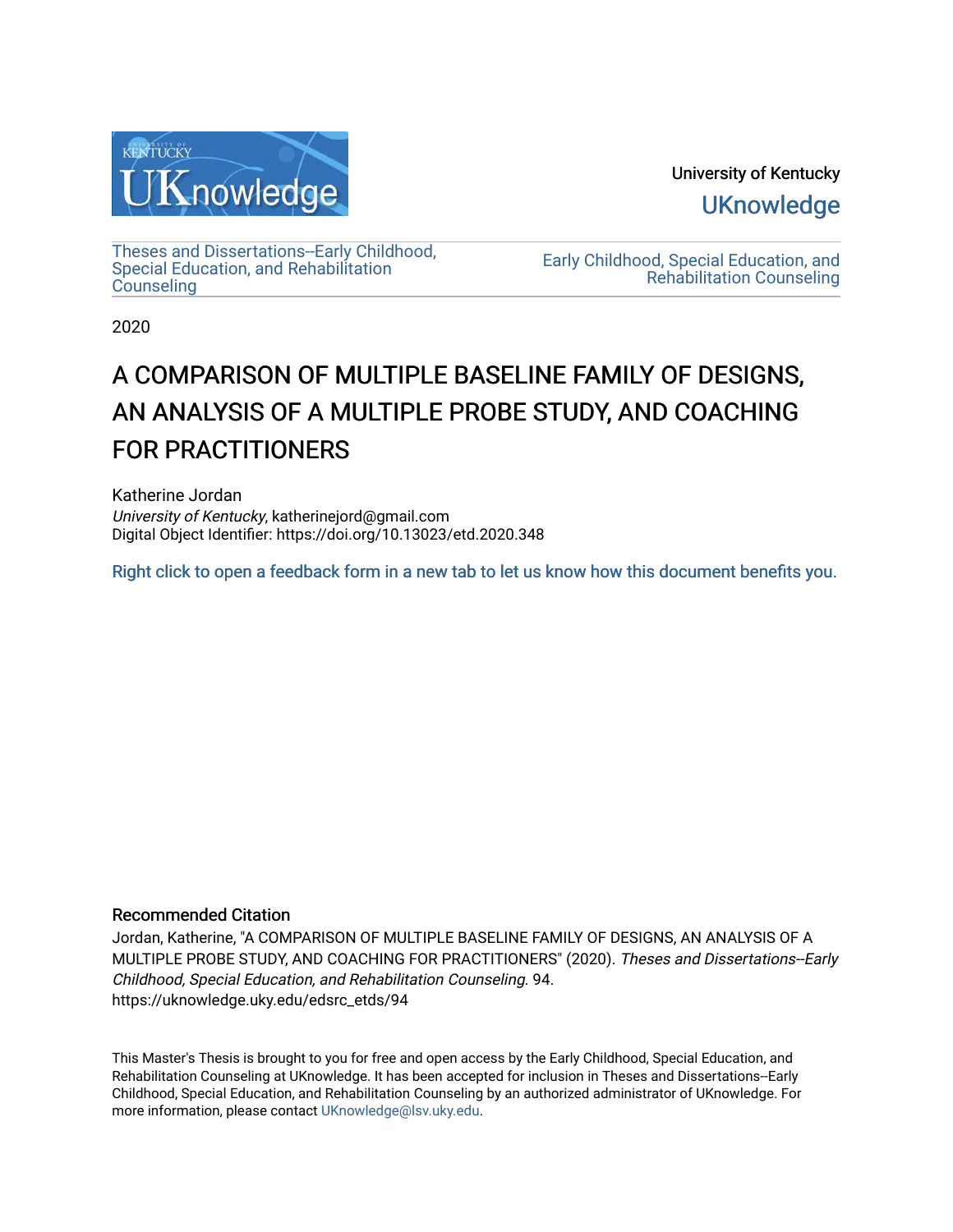University of Kentucky

UKnowledge

Theses and Dissertations--Early Childhood, Special Education, and Rehabilitation Counseling

Early Childhood, Special Education, and Rehabilitation Counseling

2020

# A COMPARISON OF MULTIPLE BASELINE FAMILY OF DESIGNS, AN ANALYSIS OF A MULTIPLE PROBE STUDY, AND COACHING FOR PRACTITIONERS

Katherine Jordan
*University of Kentucky*, katherinejord@gmail.com
Digital Object Identifier: https://doi.org/10.13023/etd.2020.348

Right click to open a feedback form in a new tab to let us know how this document benefits you.

### Recommended Citation

Jordan, Katherine, "A COMPARISON OF MULTIPLE BASELINE FAMILY OF DESIGNS, AN ANALYSIS OF A MULTIPLE PROBE STUDY, AND COACHING FOR PRACTITIONERS" (2020). *Theses and Dissertations--Early Childhood, Special Education, and Rehabilitation Counseling*. 94.
https://uknowledge.uky.edu/edsrc_etds/94

This Master's Thesis is brought to you for free and open access by the Early Childhood, Special Education, and Rehabilitation Counseling at UKnowledge. It has been accepted for inclusion in Theses and Dissertations--Early Childhood, Special Education, and Rehabilitation Counseling by an authorized administrator of UKnowledge. For more information, please contact UKnowledge@lsv.uky.edu.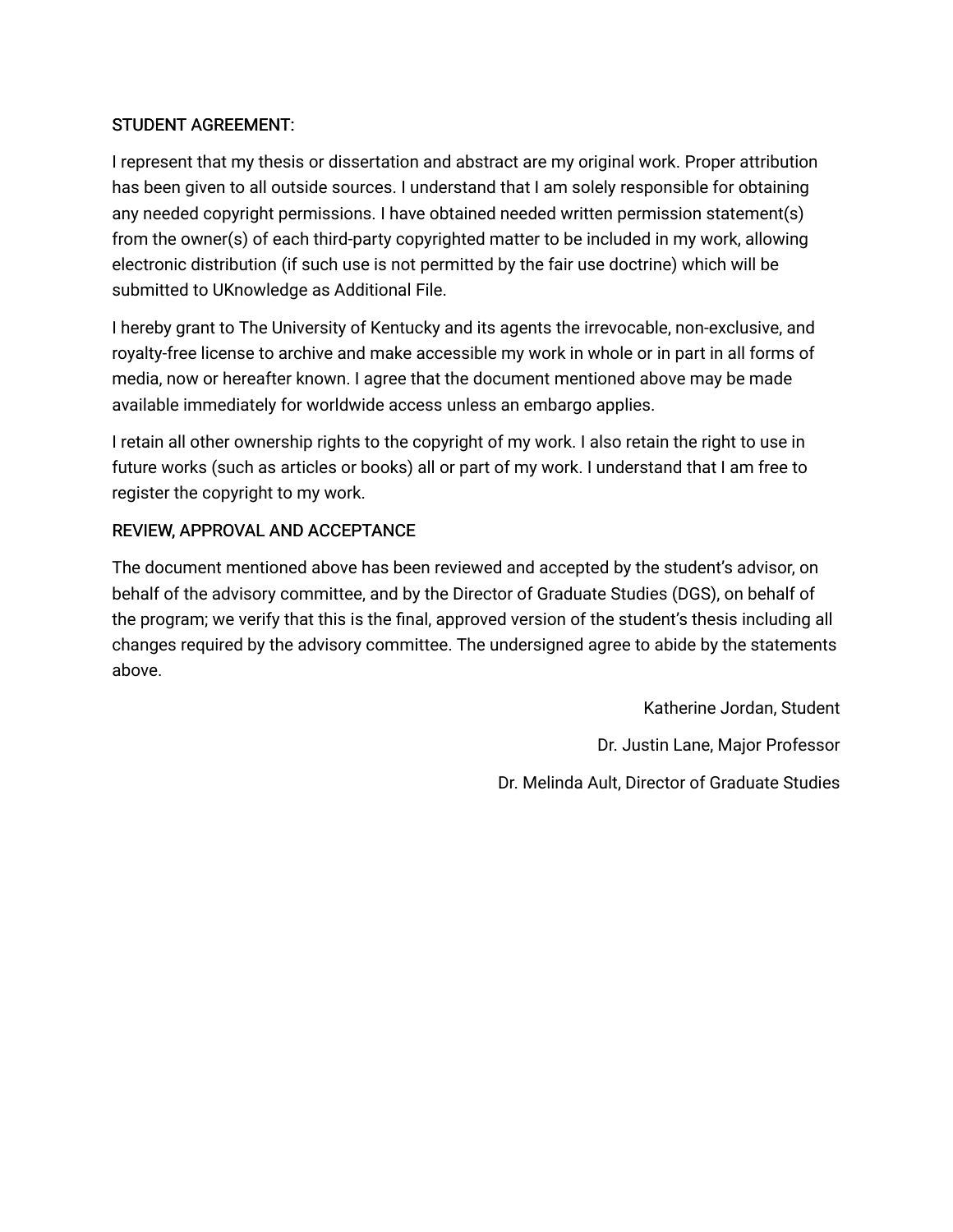STUDENT AGREEMENT:

I represent that my thesis or dissertation and abstract are my original work. Proper attribution has been given to all outside sources. I understand that I am solely responsible for obtaining any needed copyright permissions. I have obtained needed written permission statement(s) from the owner(s) of each third-party copyrighted matter to be included in my work, allowing electronic distribution (if such use is not permitted by the fair use doctrine) which will be submitted to UKnowledge as Additional File.

I hereby grant to The University of Kentucky and its agents the irrevocable, non-exclusive, and royalty-free license to archive and make accessible my work in whole or in part in all forms of media, now or hereafter known. I agree that the document mentioned above may be made available immediately for worldwide access unless an embargo applies.

I retain all other ownership rights to the copyright of my work. I also retain the right to use in future works (such as articles or books) all or part of my work. I understand that I am free to register the copyright to my work.

REVIEW, APPROVAL AND ACCEPTANCE

The document mentioned above has been reviewed and accepted by the student's advisor, on behalf of the advisory committee, and by the Director of Graduate Studies (DGS), on behalf of the program; we verify that this is the final, approved version of the student's thesis including all changes required by the advisory committee. The undersigned agree to abide by the statements above.

Katherine Jordan, Student

Dr. Justin Lane, Major Professor

Dr. Melinda Ault, Director of Graduate Studies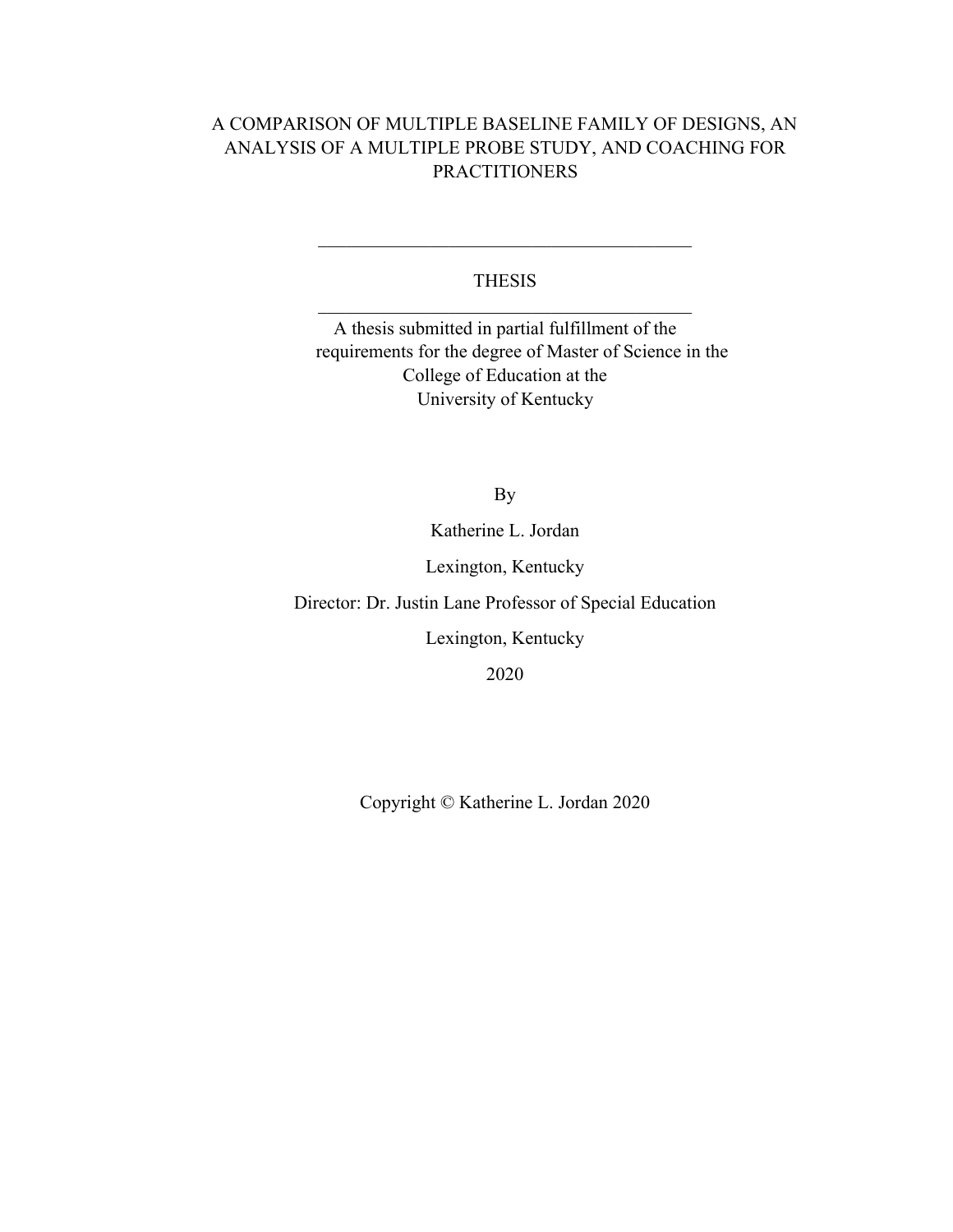# A COMPARISON OF MULTIPLE BASELINE FAMILY OF DESIGNS, AN ANALYSIS OF A MULTIPLE PROBE STUDY, AND COACHING FOR PRACTITIONERS

---

THESIS

---

A thesis submitted in partial fulfillment of the requirements for the degree of Master of Science in the College of Education at the University of Kentucky

By

Katherine L. Jordan

Lexington, Kentucky

Director: Dr. Justin Lane Professor of Special Education

Lexington, Kentucky

2020

Copyright © Katherine L. Jordan 2020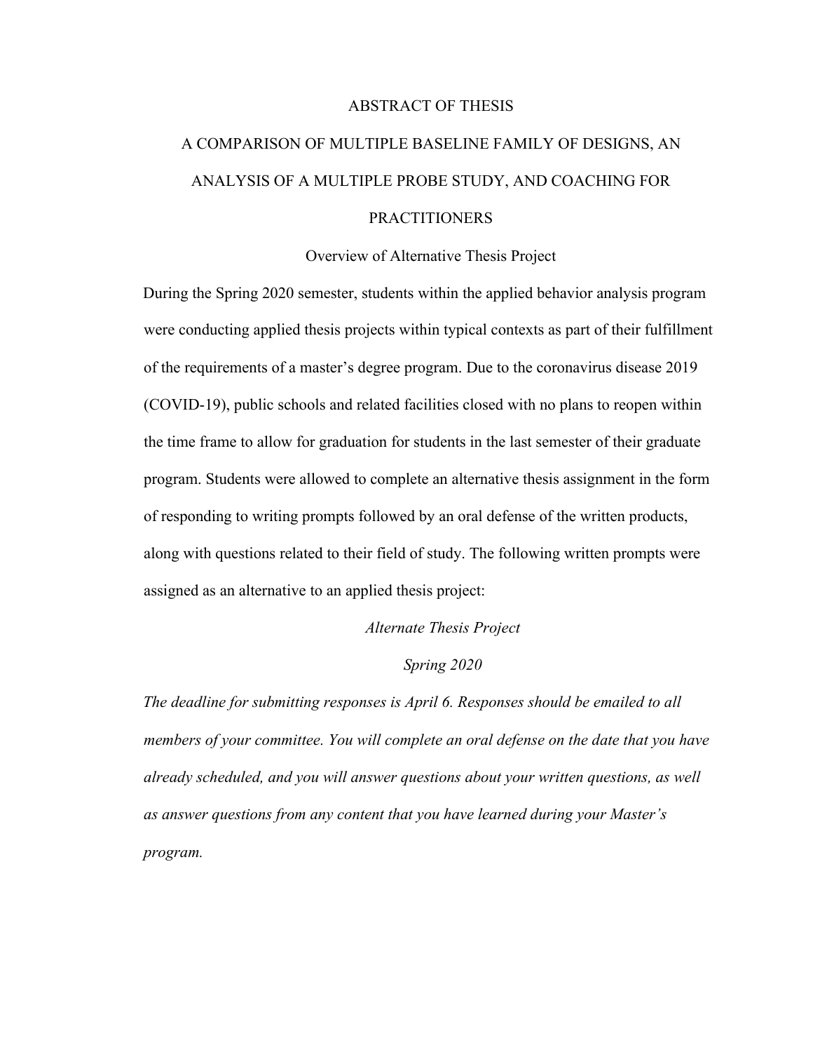# ABSTRACT OF THESIS

# A COMPARISON OF MULTIPLE BASELINE FAMILY OF DESIGNS, AN ANALYSIS OF A MULTIPLE PROBE STUDY, AND COACHING FOR PRACTITIONERS

## Overview of Alternative Thesis Project

During the Spring 2020 semester, students within the applied behavior analysis program were conducting applied thesis projects within typical contexts as part of their fulfillment of the requirements of a master's degree program. Due to the coronavirus disease 2019 (COVID-19), public schools and related facilities closed with no plans to reopen within the time frame to allow for graduation for students in the last semester of their graduate program. Students were allowed to complete an alternative thesis assignment in the form of responding to writing prompts followed by an oral defense of the written products, along with questions related to their field of study. The following written prompts were assigned as an alternative to an applied thesis project:

*Alternate Thesis Project*

*Spring 2020*

*The deadline for submitting responses is April 6. Responses should be emailed to all members of your committee. You will complete an oral defense on the date that you have already scheduled, and you will answer questions about your written questions, as well as answer questions from any content that you have learned during your Master's program.*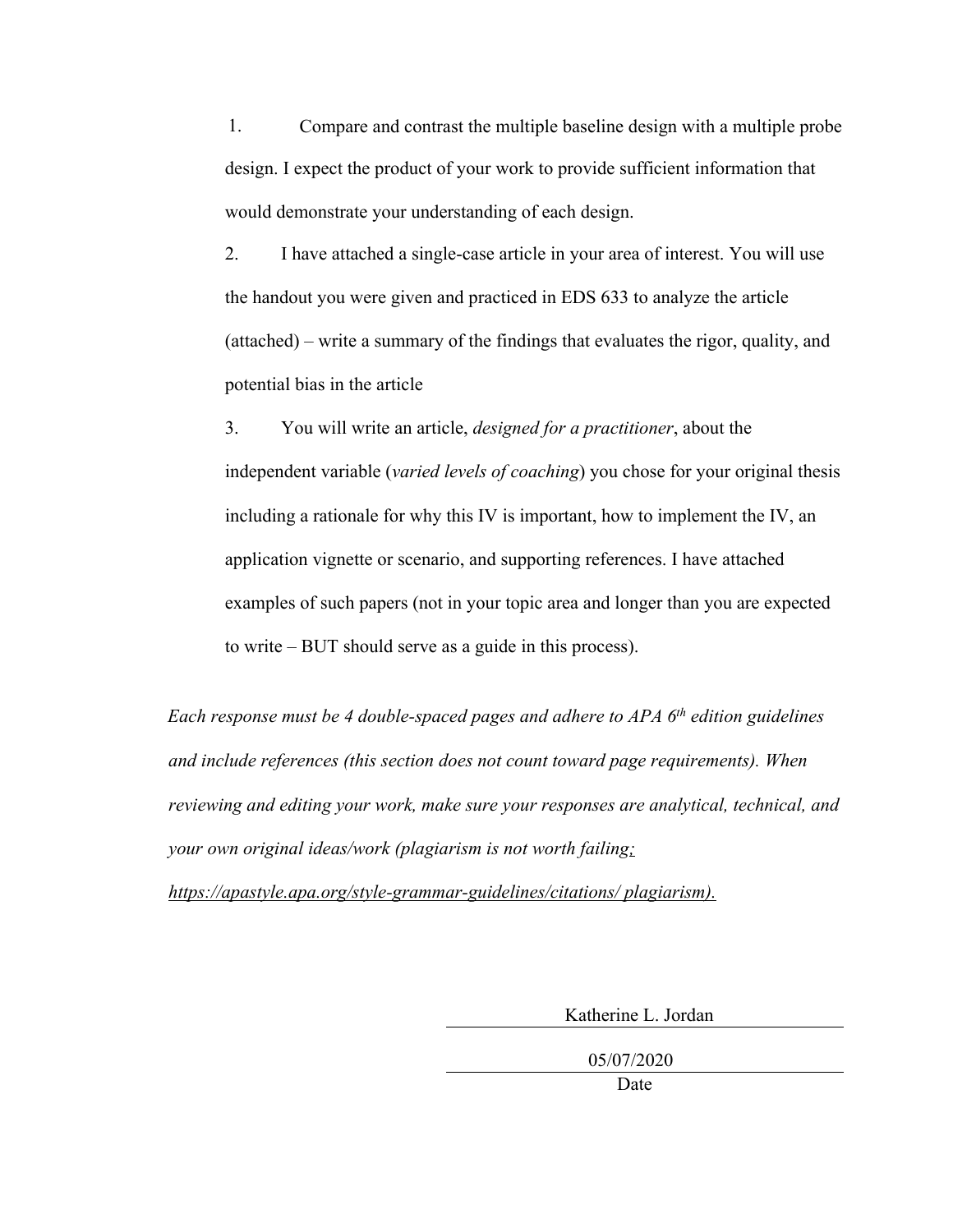1. Compare and contrast the multiple baseline design with a multiple probe design. I expect the product of your work to provide sufficient information that would demonstrate your understanding of each design.

2. I have attached a single-case article in your area of interest. You will use the handout you were given and practiced in EDS 633 to analyze the article (attached) – write a summary of the findings that evaluates the rigor, quality, and potential bias in the article

3. You will write an article, *designed for a practitioner*, about the independent variable (*varied levels of coaching*) you chose for your original thesis including a rationale for why this IV is important, how to implement the IV, an application vignette or scenario, and supporting references. I have attached examples of such papers (not in your topic area and longer than you are expected to write – BUT should serve as a guide in this process).

*Each response must be 4 double-spaced pages and adhere to APA 6th edition guidelines and include references (this section does not count toward page requirements). When reviewing and editing your work, make sure your responses are analytical, technical, and your own original ideas/work (plagiarism is not worth failing; https://apastyle.apa.org/style-grammar-guidelines/citations/ plagiarism).*

Katherine L. Jordan

05/07/2020

Date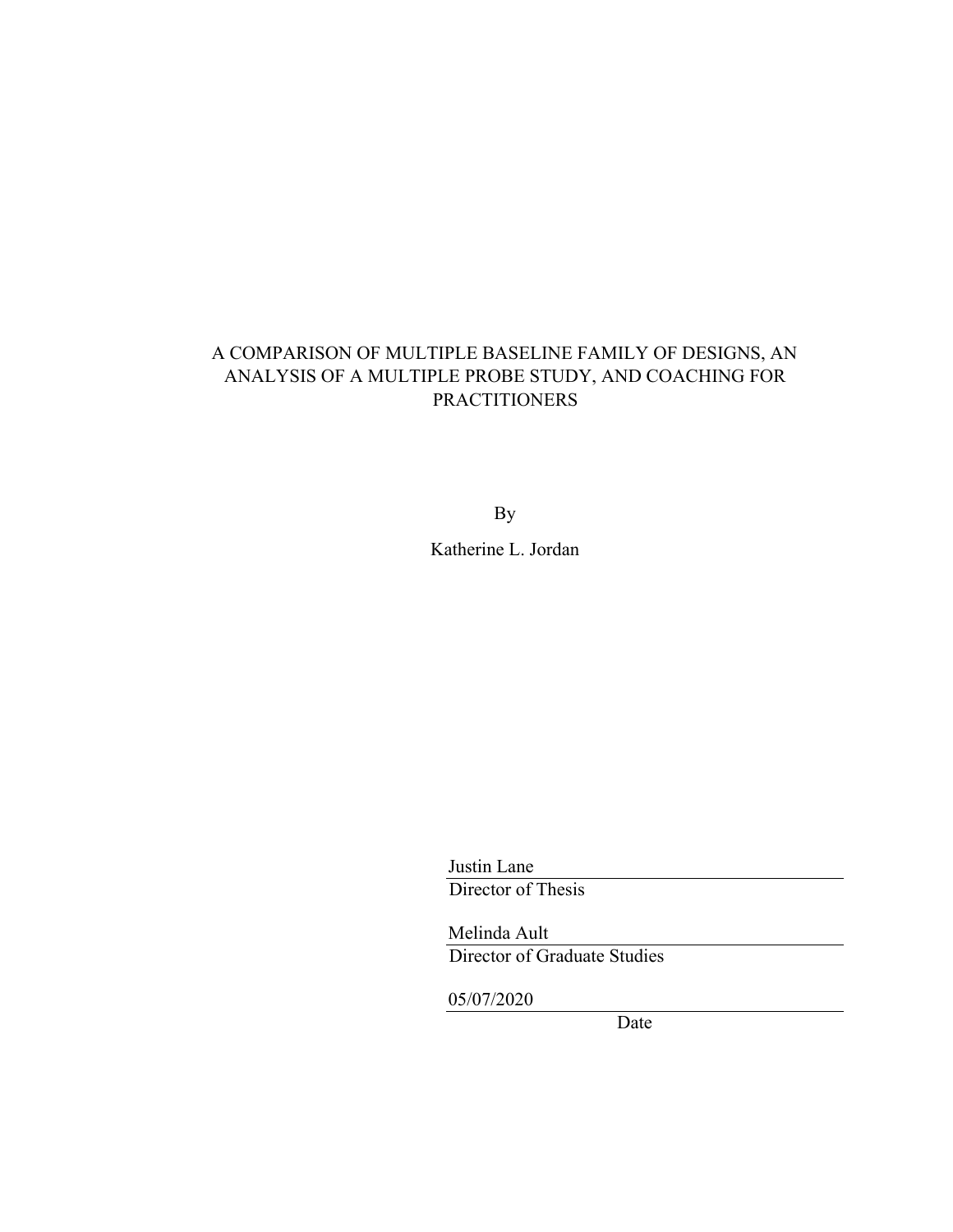A COMPARISON OF MULTIPLE BASELINE FAMILY OF DESIGNS, AN ANALYSIS OF A MULTIPLE PROBE STUDY, AND COACHING FOR PRACTITIONERS

By

Katherine L. Jordan

Justin Lane
Director of Thesis

Melinda Ault
Director of Graduate Studies

05/07/2020
Date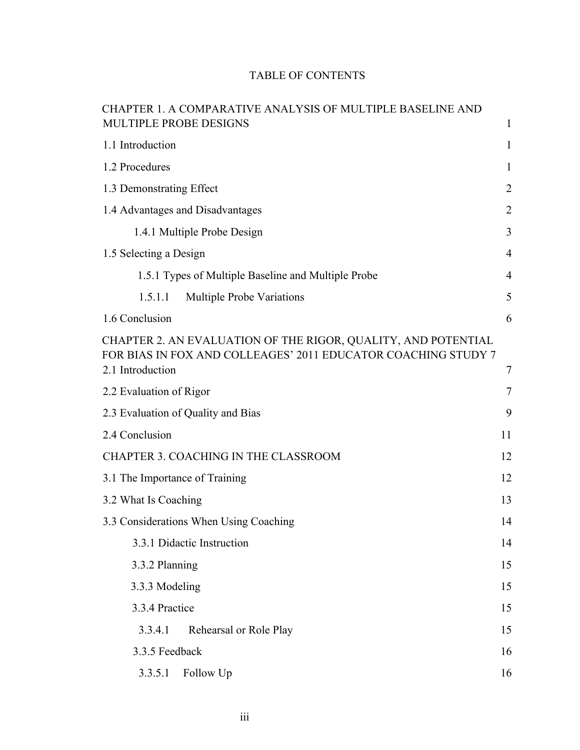# TABLE OF CONTENTS

| | |
|---|---|
| CHAPTER 1. A COMPARATIVE ANALYSIS OF MULTIPLE BASELINE AND MULTIPLE PROBE DESIGNS | 1 |
| 1.1 Introduction | 1 |
| 1.2 Procedures | 1 |
| 1.3 Demonstrating Effect | 2 |
| 1.4 Advantages and Disadvantages | 2 |
| 1.4.1 Multiple Probe Design | 3 |
| 1.5 Selecting a Design | 4 |
| 1.5.1 Types of Multiple Baseline and Multiple Probe | 4 |
| 1.5.1.1 Multiple Probe Variations | 5 |
| 1.6 Conclusion | 6 |
| CHAPTER 2. AN EVALUATION OF THE RIGOR, QUALITY, AND POTENTIAL FOR BIAS IN FOX AND COLLEAGES' 2011 EDUCATOR COACHING STUDY | 7 |
| 2.1 Introduction | 7 |
| 2.2 Evaluation of Rigor | 7 |
| 2.3 Evaluation of Quality and Bias | 9 |
| 2.4 Conclusion | 11 |
| CHAPTER 3. COACHING IN THE CLASSROOM | 12 |
| 3.1 The Importance of Training | 12 |
| 3.2 What Is Coaching | 13 |
| 3.3 Considerations When Using Coaching | 14 |
| 3.3.1 Didactic Instruction | 14 |
| 3.3.2 Planning | 15 |
| 3.3.3 Modeling | 15 |
| 3.3.4 Practice | 15 |
| 3.3.4.1 Rehearsal or Role Play | 15 |
| 3.3.5 Feedback | 16 |
| 3.3.5.1 Follow Up | 16 |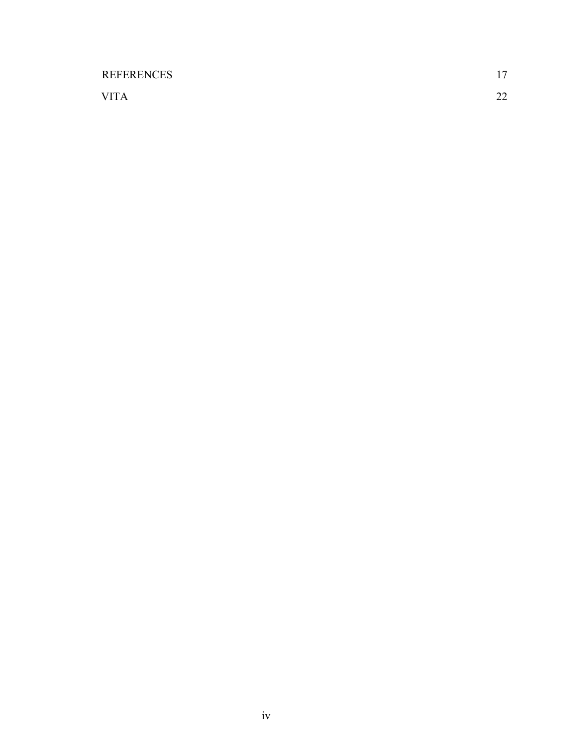REFERENCES 17

VITA 22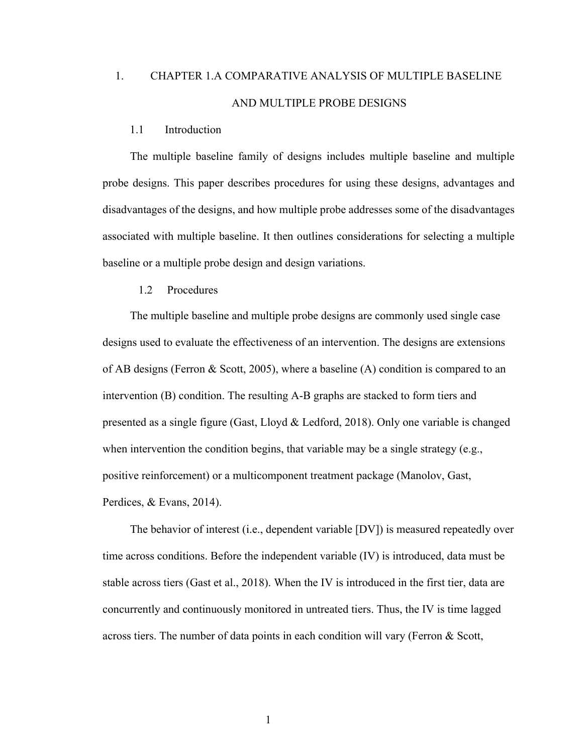# 1. CHAPTER 1.A COMPARATIVE ANALYSIS OF MULTIPLE BASELINE AND MULTIPLE PROBE DESIGNS

## 1.1 Introduction

The multiple baseline family of designs includes multiple baseline and multiple probe designs. This paper describes procedures for using these designs, advantages and disadvantages of the designs, and how multiple probe addresses some of the disadvantages associated with multiple baseline. It then outlines considerations for selecting a multiple baseline or a multiple probe design and design variations.

## 1.2 Procedures

The multiple baseline and multiple probe designs are commonly used single case designs used to evaluate the effectiveness of an intervention. The designs are extensions of AB designs (Ferron & Scott, 2005), where a baseline (A) condition is compared to an intervention (B) condition. The resulting A-B graphs are stacked to form tiers and presented as a single figure (Gast, Lloyd & Ledford, 2018). Only one variable is changed when intervention the condition begins, that variable may be a single strategy (e.g., positive reinforcement) or a multicomponent treatment package (Manolov, Gast, Perdices, & Evans, 2014).

The behavior of interest (i.e., dependent variable [DV]) is measured repeatedly over time across conditions. Before the independent variable (IV) is introduced, data must be stable across tiers (Gast et al., 2018). When the IV is introduced in the first tier, data are concurrently and continuously monitored in untreated tiers. Thus, the IV is time lagged across tiers. The number of data points in each condition will vary (Ferron & Scott,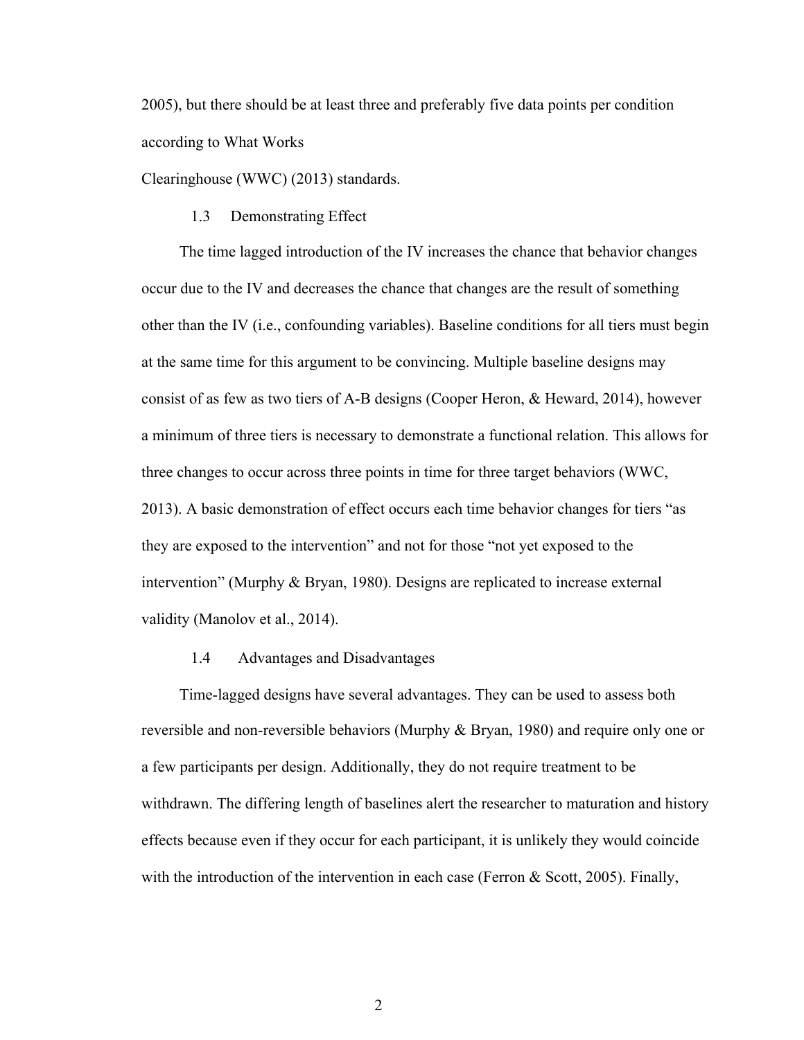2005), but there should be at least three and preferably five data points per condition according to What Works Clearinghouse (WWC) (2013) standards.

### 1.3 Demonstrating Effect

The time lagged introduction of the IV increases the chance that behavior changes occur due to the IV and decreases the chance that changes are the result of something other than the IV (i.e., confounding variables). Baseline conditions for all tiers must begin at the same time for this argument to be convincing. Multiple baseline designs may consist of as few as two tiers of A-B designs (Cooper Heron, & Heward, 2014), however a minimum of three tiers is necessary to demonstrate a functional relation. This allows for three changes to occur across three points in time for three target behaviors (WWC, 2013). A basic demonstration of effect occurs each time behavior changes for tiers "as they are exposed to the intervention" and not for those "not yet exposed to the intervention" (Murphy & Bryan, 1980). Designs are replicated to increase external validity (Manolov et al., 2014).

### 1.4 Advantages and Disadvantages

Time-lagged designs have several advantages. They can be used to assess both reversible and non-reversible behaviors (Murphy & Bryan, 1980) and require only one or a few participants per design. Additionally, they do not require treatment to be withdrawn. The differing length of baselines alert the researcher to maturation and history effects because even if they occur for each participant, it is unlikely they would coincide with the introduction of the intervention in each case (Ferron & Scott, 2005). Finally,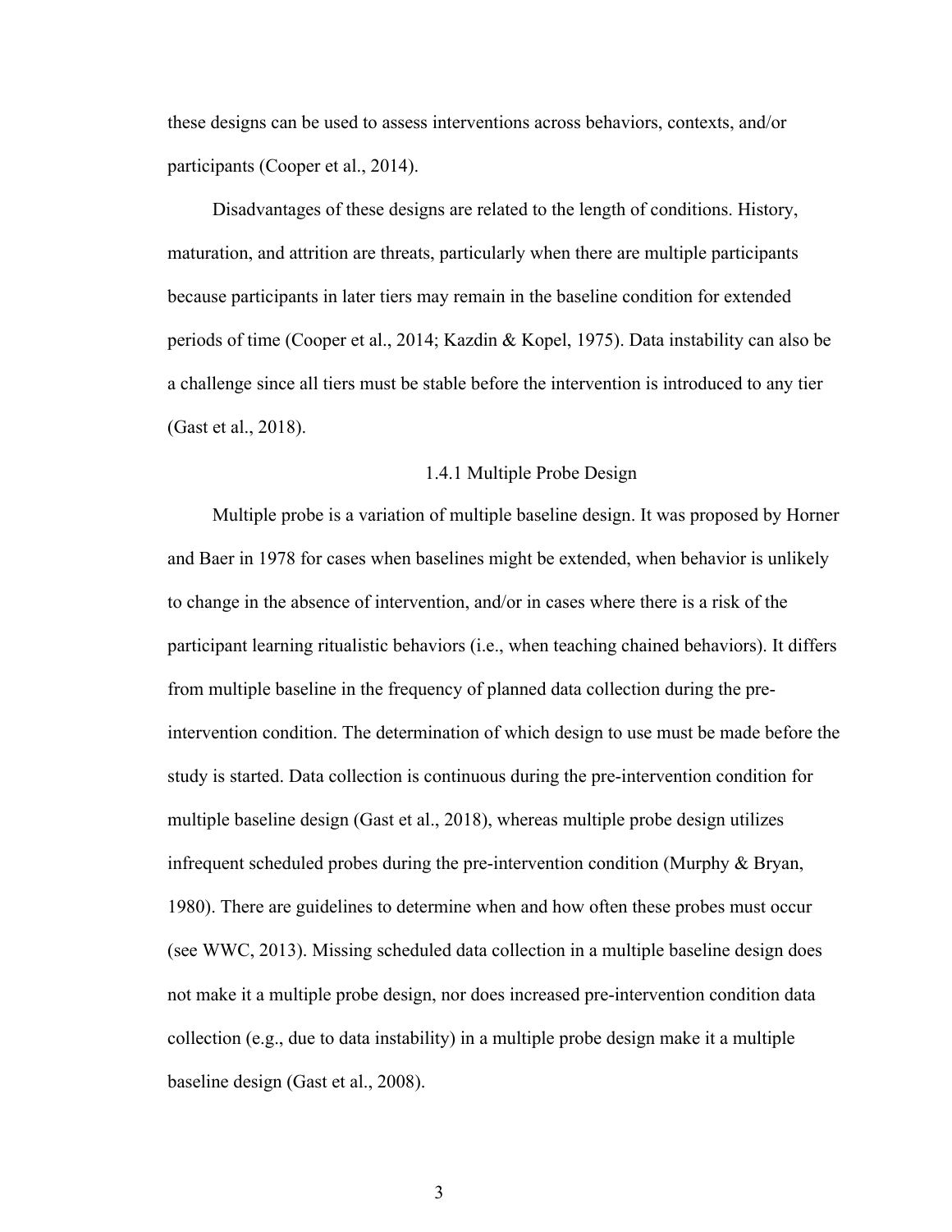these designs can be used to assess interventions across behaviors, contexts, and/or participants (Cooper et al., 2014).

Disadvantages of these designs are related to the length of conditions. History, maturation, and attrition are threats, particularly when there are multiple participants because participants in later tiers may remain in the baseline condition for extended periods of time (Cooper et al., 2014; Kazdin & Kopel, 1975). Data instability can also be a challenge since all tiers must be stable before the intervention is introduced to any tier (Gast et al., 2018).

### 1.4.1 Multiple Probe Design

Multiple probe is a variation of multiple baseline design. It was proposed by Horner and Baer in 1978 for cases when baselines might be extended, when behavior is unlikely to change in the absence of intervention, and/or in cases where there is a risk of the participant learning ritualistic behaviors (i.e., when teaching chained behaviors). It differs from multiple baseline in the frequency of planned data collection during the pre-intervention condition. The determination of which design to use must be made before the study is started. Data collection is continuous during the pre-intervention condition for multiple baseline design (Gast et al., 2018), whereas multiple probe design utilizes infrequent scheduled probes during the pre-intervention condition (Murphy & Bryan, 1980). There are guidelines to determine when and how often these probes must occur (see WWC, 2013). Missing scheduled data collection in a multiple baseline design does not make it a multiple probe design, nor does increased pre-intervention condition data collection (e.g., due to data instability) in a multiple probe design make it a multiple baseline design (Gast et al., 2008).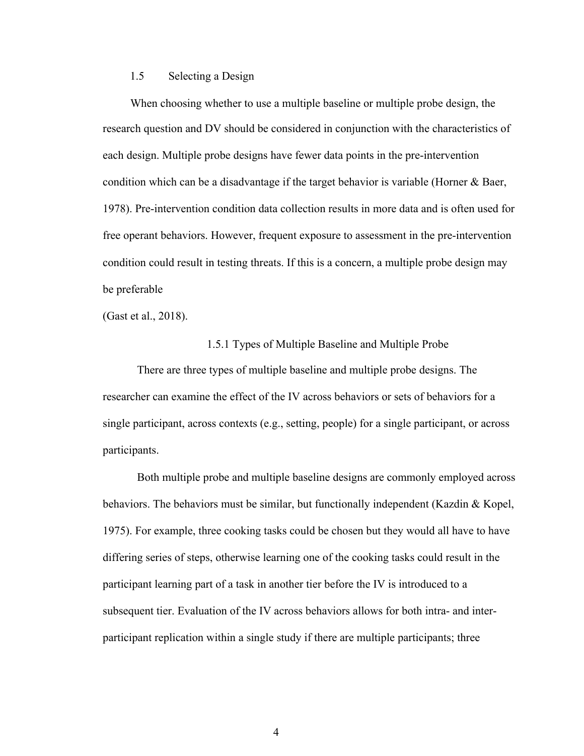## 1.5 Selecting a Design

When choosing whether to use a multiple baseline or multiple probe design, the research question and DV should be considered in conjunction with the characteristics of each design. Multiple probe designs have fewer data points in the pre-intervention condition which can be a disadvantage if the target behavior is variable (Horner & Baer, 1978). Pre-intervention condition data collection results in more data and is often used for free operant behaviors. However, frequent exposure to assessment in the pre-intervention condition could result in testing threats. If this is a concern, a multiple probe design may be preferable (Gast et al., 2018).

### 1.5.1 Types of Multiple Baseline and Multiple Probe

There are three types of multiple baseline and multiple probe designs. The researcher can examine the effect of the IV across behaviors or sets of behaviors for a single participant, across contexts (e.g., setting, people) for a single participant, or across participants.

Both multiple probe and multiple baseline designs are commonly employed across behaviors. The behaviors must be similar, but functionally independent (Kazdin & Kopel, 1975). For example, three cooking tasks could be chosen but they would all have to have differing series of steps, otherwise learning one of the cooking tasks could result in the participant learning part of a task in another tier before the IV is introduced to a subsequent tier. Evaluation of the IV across behaviors allows for both intra- and inter-participant replication within a single study if there are multiple participants; three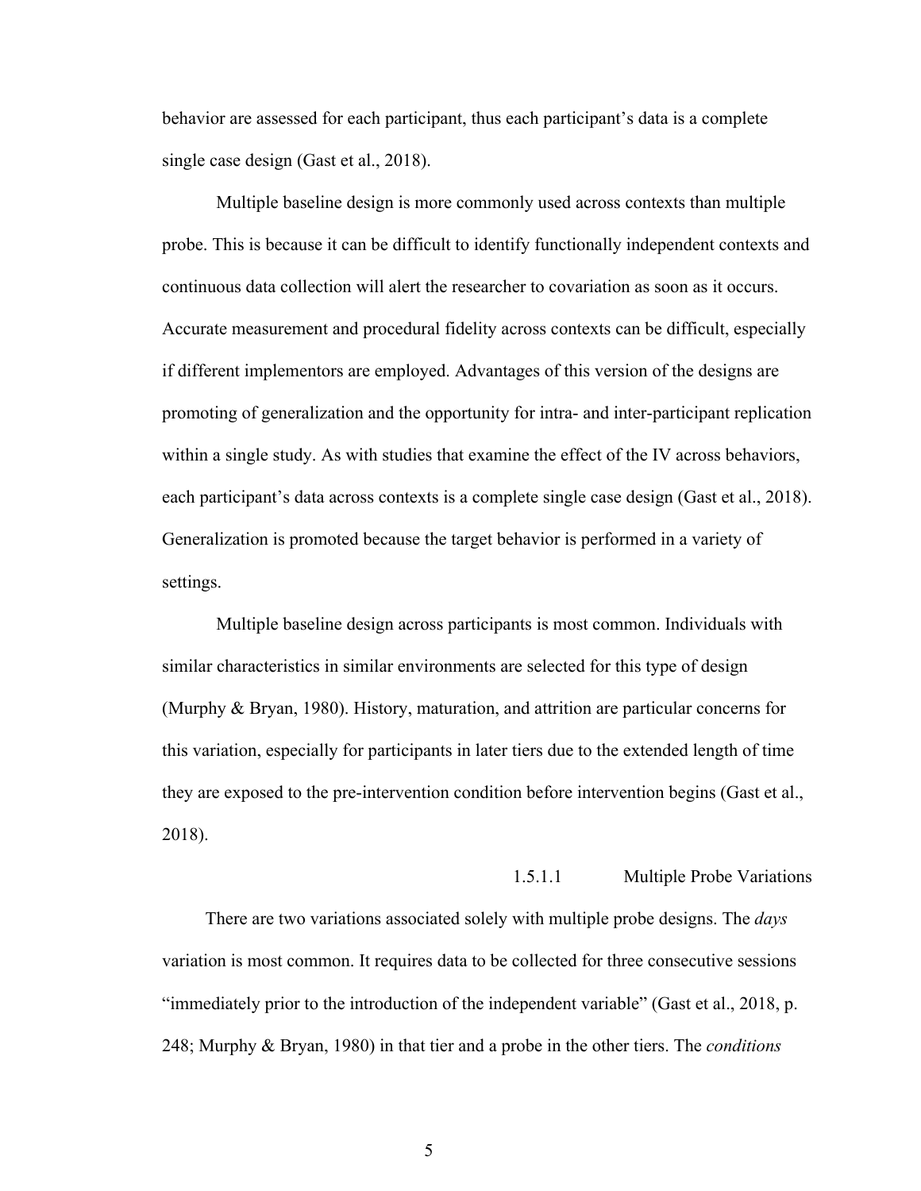behavior are assessed for each participant, thus each participant's data is a complete single case design (Gast et al., 2018).

Multiple baseline design is more commonly used across contexts than multiple probe. This is because it can be difficult to identify functionally independent contexts and continuous data collection will alert the researcher to covariation as soon as it occurs. Accurate measurement and procedural fidelity across contexts can be difficult, especially if different implementors are employed. Advantages of this version of the designs are promoting of generalization and the opportunity for intra- and inter-participant replication within a single study. As with studies that examine the effect of the IV across behaviors, each participant's data across contexts is a complete single case design (Gast et al., 2018). Generalization is promoted because the target behavior is performed in a variety of settings.

Multiple baseline design across participants is most common. Individuals with similar characteristics in similar environments are selected for this type of design (Murphy & Bryan, 1980). History, maturation, and attrition are particular concerns for this variation, especially for participants in later tiers due to the extended length of time they are exposed to the pre-intervention condition before intervention begins (Gast et al., 2018).

#### 1.5.1.1 Multiple Probe Variations

There are two variations associated solely with multiple probe designs. The *days* variation is most common. It requires data to be collected for three consecutive sessions "immediately prior to the introduction of the independent variable" (Gast et al., 2018, p. 248; Murphy & Bryan, 1980) in that tier and a probe in the other tiers. The *conditions*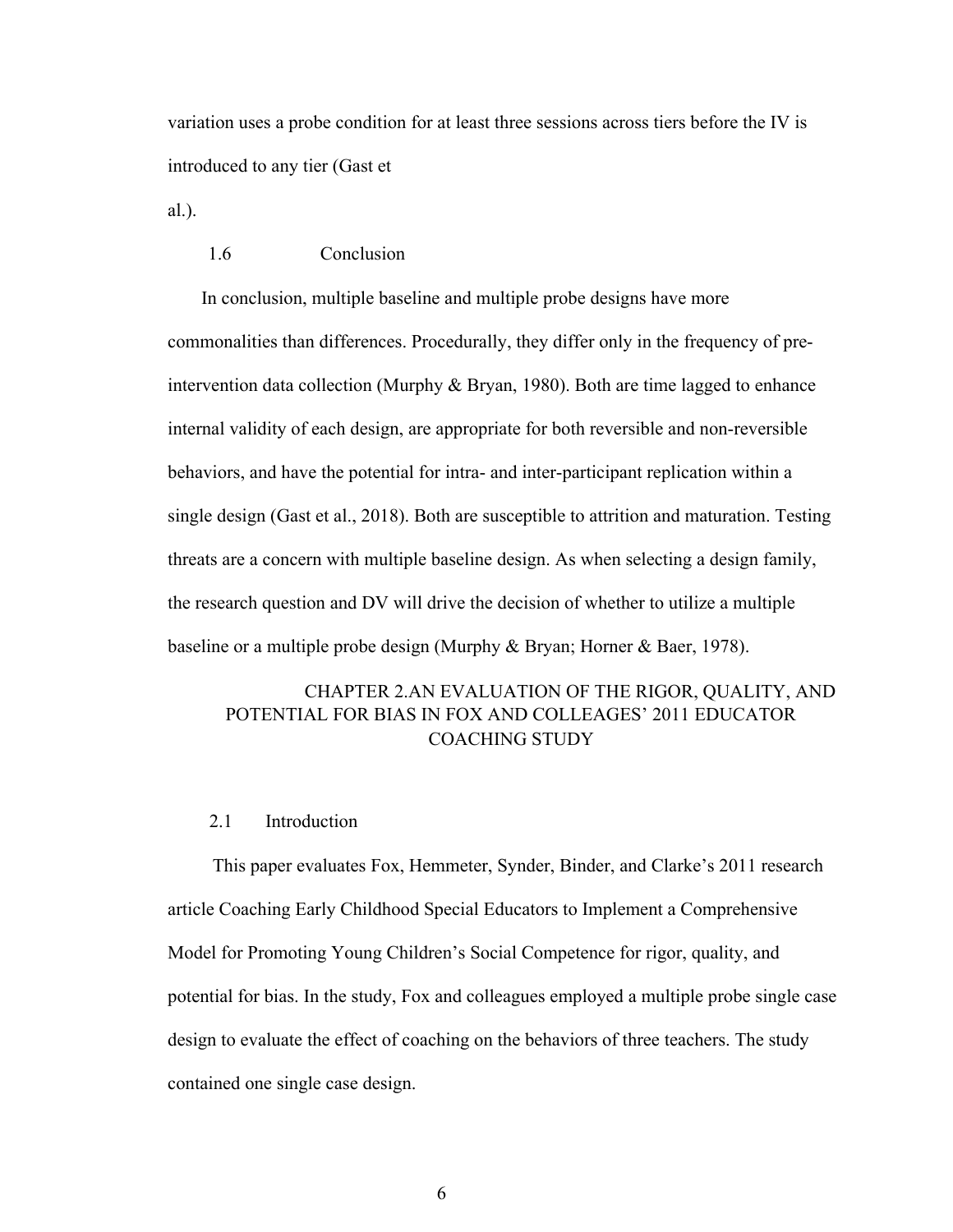variation uses a probe condition for at least three sessions across tiers before the IV is introduced to any tier (Gast et al.).

### 1.6 Conclusion

In conclusion, multiple baseline and multiple probe designs have more commonalities than differences. Procedurally, they differ only in the frequency of pre-intervention data collection (Murphy & Bryan, 1980). Both are time lagged to enhance internal validity of each design, are appropriate for both reversible and non-reversible behaviors, and have the potential for intra- and inter-participant replication within a single design (Gast et al., 2018). Both are susceptible to attrition and maturation. Testing threats are a concern with multiple baseline design. As when selecting a design family, the research question and DV will drive the decision of whether to utilize a multiple baseline or a multiple probe design (Murphy & Bryan; Horner & Baer, 1978).

# CHAPTER 2.AN EVALUATION OF THE RIGOR, QUALITY, AND POTENTIAL FOR BIAS IN FOX AND COLLEAGES' 2011 EDUCATOR COACHING STUDY

### 2.1 Introduction

This paper evaluates Fox, Hemmeter, Synder, Binder, and Clarke's 2011 research article Coaching Early Childhood Special Educators to Implement a Comprehensive Model for Promoting Young Children's Social Competence for rigor, quality, and potential for bias. In the study, Fox and colleagues employed a multiple probe single case design to evaluate the effect of coaching on the behaviors of three teachers. The study contained one single case design.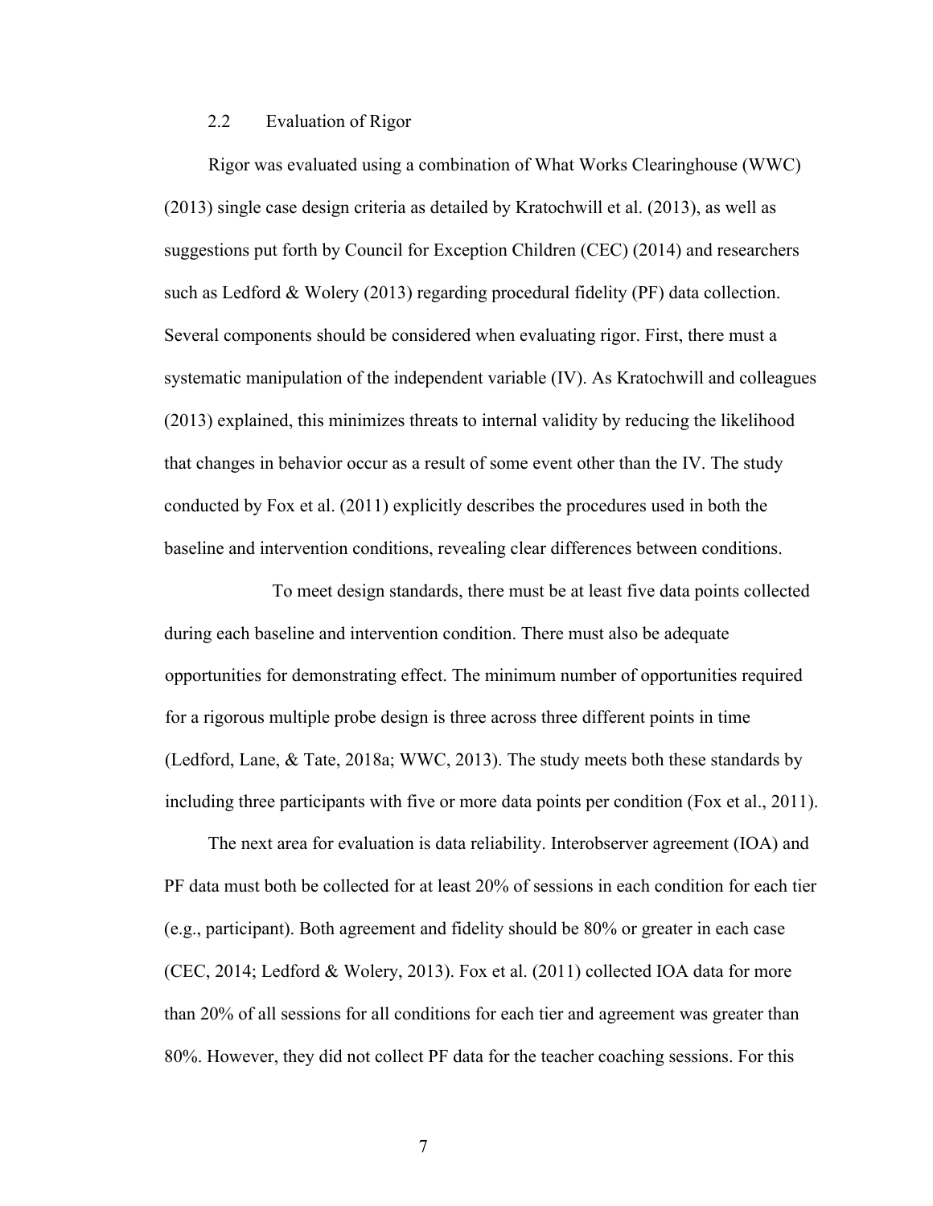### 2.2 Evaluation of Rigor

Rigor was evaluated using a combination of What Works Clearinghouse (WWC) (2013) single case design criteria as detailed by Kratochwill et al. (2013), as well as suggestions put forth by Council for Exception Children (CEC) (2014) and researchers such as Ledford & Wolery (2013) regarding procedural fidelity (PF) data collection. Several components should be considered when evaluating rigor. First, there must a systematic manipulation of the independent variable (IV). As Kratochwill and colleagues (2013) explained, this minimizes threats to internal validity by reducing the likelihood that changes in behavior occur as a result of some event other than the IV. The study conducted by Fox et al. (2011) explicitly describes the procedures used in both the baseline and intervention conditions, revealing clear differences between conditions.

To meet design standards, there must be at least five data points collected during each baseline and intervention condition. There must also be adequate opportunities for demonstrating effect. The minimum number of opportunities required for a rigorous multiple probe design is three across three different points in time (Ledford, Lane, & Tate, 2018a; WWC, 2013). The study meets both these standards by including three participants with five or more data points per condition (Fox et al., 2011).

The next area for evaluation is data reliability. Interobserver agreement (IOA) and PF data must both be collected for at least 20% of sessions in each condition for each tier (e.g., participant). Both agreement and fidelity should be 80% or greater in each case (CEC, 2014; Ledford & Wolery, 2013). Fox et al. (2011) collected IOA data for more than 20% of all sessions for all conditions for each tier and agreement was greater than 80%. However, they did not collect PF data for the teacher coaching sessions. For this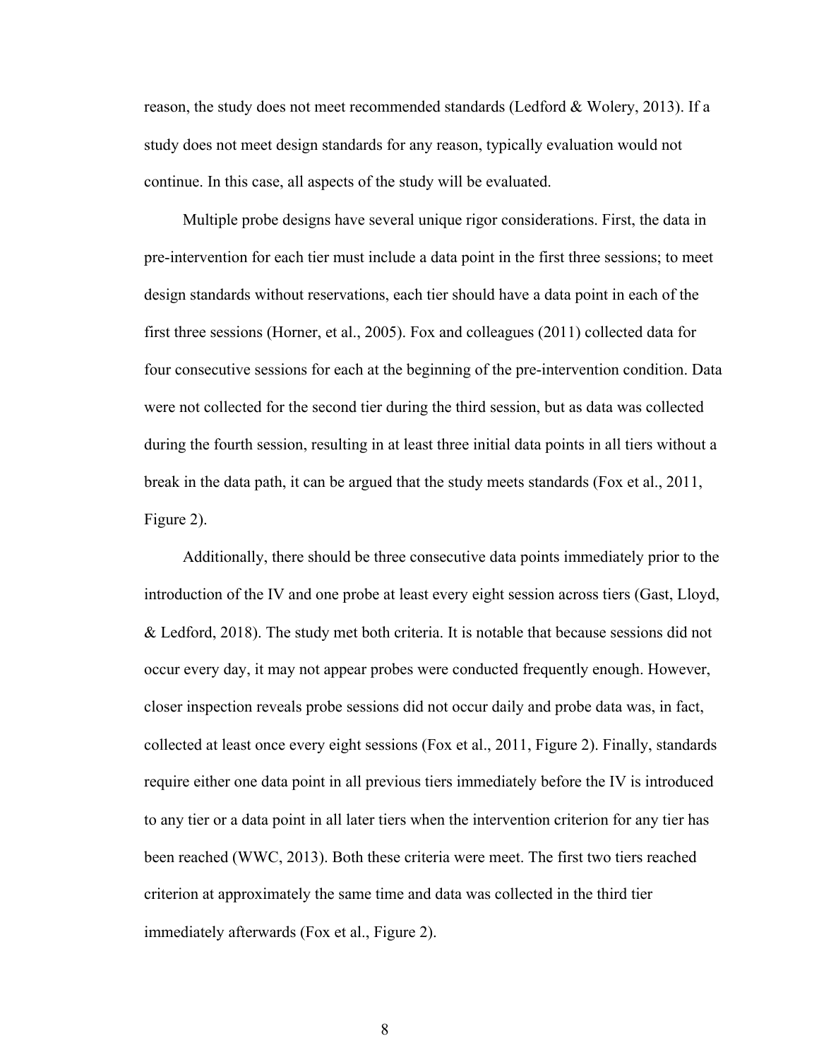reason, the study does not meet recommended standards (Ledford & Wolery, 2013). If a study does not meet design standards for any reason, typically evaluation would not continue. In this case, all aspects of the study will be evaluated.

Multiple probe designs have several unique rigor considerations. First, the data in pre-intervention for each tier must include a data point in the first three sessions; to meet design standards without reservations, each tier should have a data point in each of the first three sessions (Horner, et al., 2005). Fox and colleagues (2011) collected data for four consecutive sessions for each at the beginning of the pre-intervention condition. Data were not collected for the second tier during the third session, but as data was collected during the fourth session, resulting in at least three initial data points in all tiers without a break in the data path, it can be argued that the study meets standards (Fox et al., 2011, Figure 2).

Additionally, there should be three consecutive data points immediately prior to the introduction of the IV and one probe at least every eight session across tiers (Gast, Lloyd, & Ledford, 2018). The study met both criteria. It is notable that because sessions did not occur every day, it may not appear probes were conducted frequently enough. However, closer inspection reveals probe sessions did not occur daily and probe data was, in fact, collected at least once every eight sessions (Fox et al., 2011, Figure 2). Finally, standards require either one data point in all previous tiers immediately before the IV is introduced to any tier or a data point in all later tiers when the intervention criterion for any tier has been reached (WWC, 2013). Both these criteria were meet. The first two tiers reached criterion at approximately the same time and data was collected in the third tier immediately afterwards (Fox et al., Figure 2).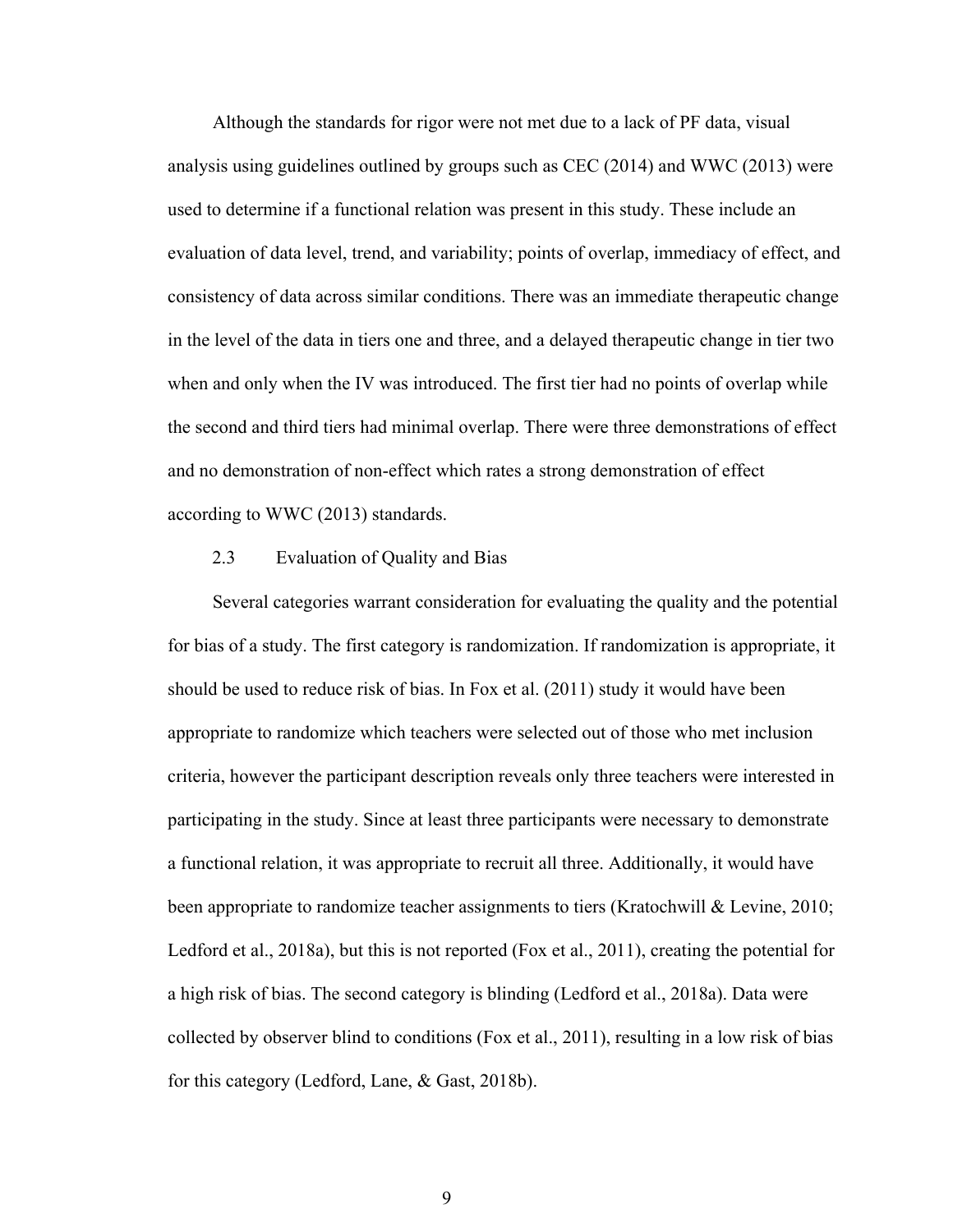Although the standards for rigor were not met due to a lack of PF data, visual analysis using guidelines outlined by groups such as CEC (2014) and WWC (2013) were used to determine if a functional relation was present in this study. These include an evaluation of data level, trend, and variability; points of overlap, immediacy of effect, and consistency of data across similar conditions. There was an immediate therapeutic change in the level of the data in tiers one and three, and a delayed therapeutic change in tier two when and only when the IV was introduced. The first tier had no points of overlap while the second and third tiers had minimal overlap. There were three demonstrations of effect and no demonstration of non-effect which rates a strong demonstration of effect according to WWC (2013) standards.

### 2.3 Evaluation of Quality and Bias

Several categories warrant consideration for evaluating the quality and the potential for bias of a study. The first category is randomization. If randomization is appropriate, it should be used to reduce risk of bias. In Fox et al. (2011) study it would have been appropriate to randomize which teachers were selected out of those who met inclusion criteria, however the participant description reveals only three teachers were interested in participating in the study. Since at least three participants were necessary to demonstrate a functional relation, it was appropriate to recruit all three. Additionally, it would have been appropriate to randomize teacher assignments to tiers (Kratochwill & Levine, 2010; Ledford et al., 2018a), but this is not reported (Fox et al., 2011), creating the potential for a high risk of bias. The second category is blinding (Ledford et al., 2018a). Data were collected by observer blind to conditions (Fox et al., 2011), resulting in a low risk of bias for this category (Ledford, Lane, & Gast, 2018b).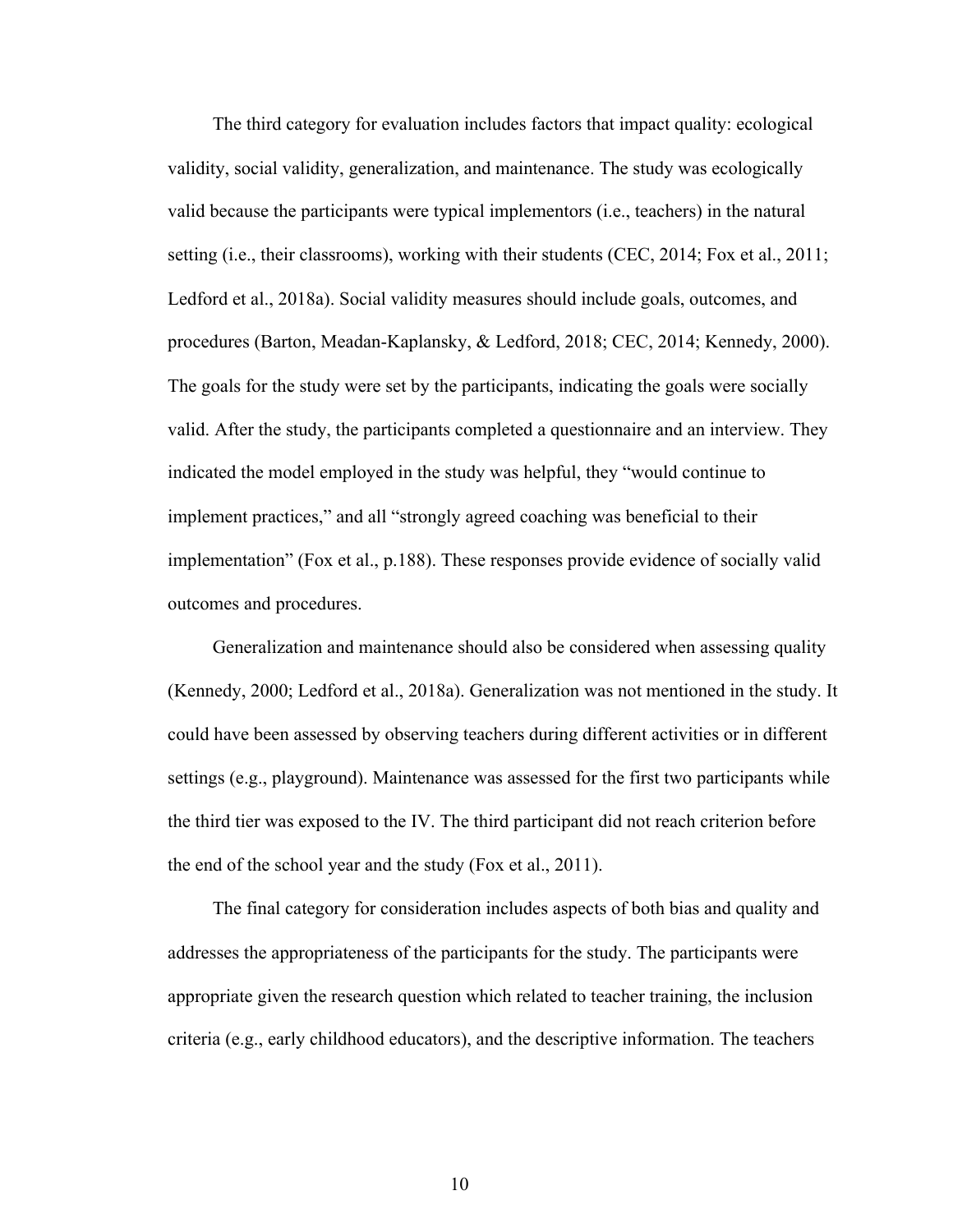The third category for evaluation includes factors that impact quality: ecological validity, social validity, generalization, and maintenance. The study was ecologically valid because the participants were typical implementors (i.e., teachers) in the natural setting (i.e., their classrooms), working with their students (CEC, 2014; Fox et al., 2011; Ledford et al., 2018a). Social validity measures should include goals, outcomes, and procedures (Barton, Meadan-Kaplansky, & Ledford, 2018; CEC, 2014; Kennedy, 2000). The goals for the study were set by the participants, indicating the goals were socially valid. After the study, the participants completed a questionnaire and an interview. They indicated the model employed in the study was helpful, they "would continue to implement practices," and all "strongly agreed coaching was beneficial to their implementation" (Fox et al., p.188). These responses provide evidence of socially valid outcomes and procedures.

Generalization and maintenance should also be considered when assessing quality (Kennedy, 2000; Ledford et al., 2018a). Generalization was not mentioned in the study. It could have been assessed by observing teachers during different activities or in different settings (e.g., playground). Maintenance was assessed for the first two participants while the third tier was exposed to the IV. The third participant did not reach criterion before the end of the school year and the study (Fox et al., 2011).

The final category for consideration includes aspects of both bias and quality and addresses the appropriateness of the participants for the study. The participants were appropriate given the research question which related to teacher training, the inclusion criteria (e.g., early childhood educators), and the descriptive information. The teachers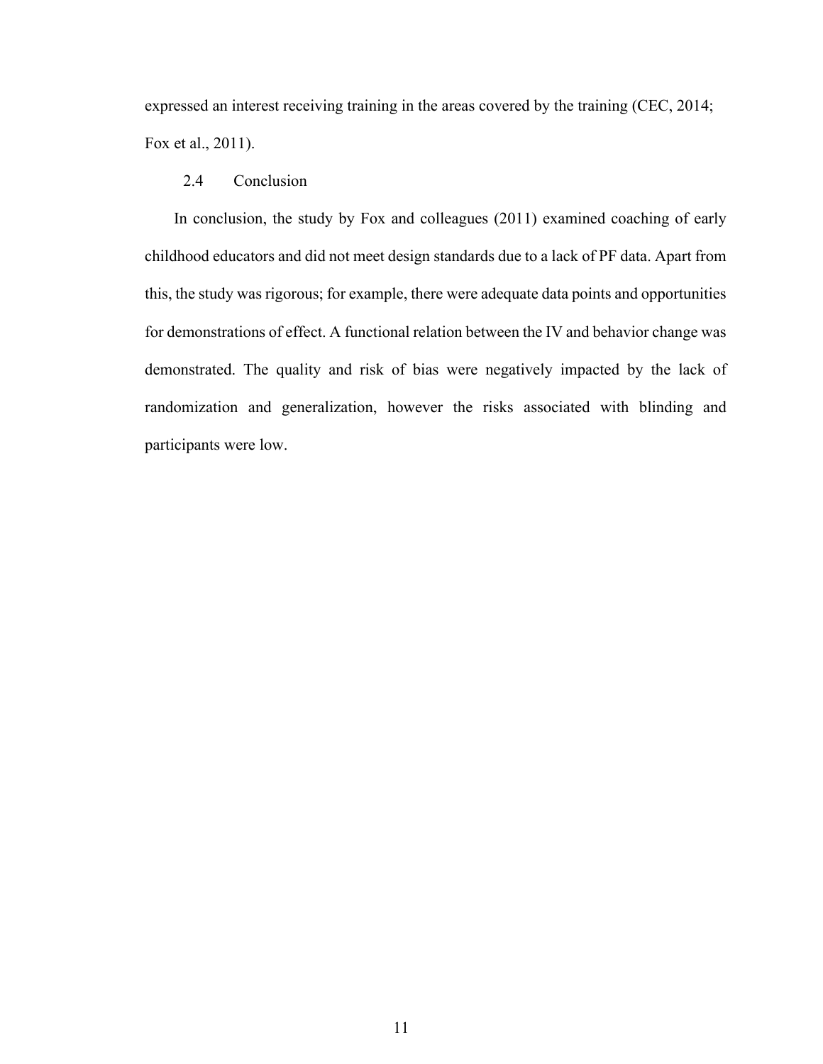expressed an interest receiving training in the areas covered by the training (CEC, 2014; Fox et al., 2011).

## 2.4 Conclusion

In conclusion, the study by Fox and colleagues (2011) examined coaching of early childhood educators and did not meet design standards due to a lack of PF data. Apart from this, the study was rigorous; for example, there were adequate data points and opportunities for demonstrations of effect. A functional relation between the IV and behavior change was demonstrated. The quality and risk of bias were negatively impacted by the lack of randomization and generalization, however the risks associated with blinding and participants were low.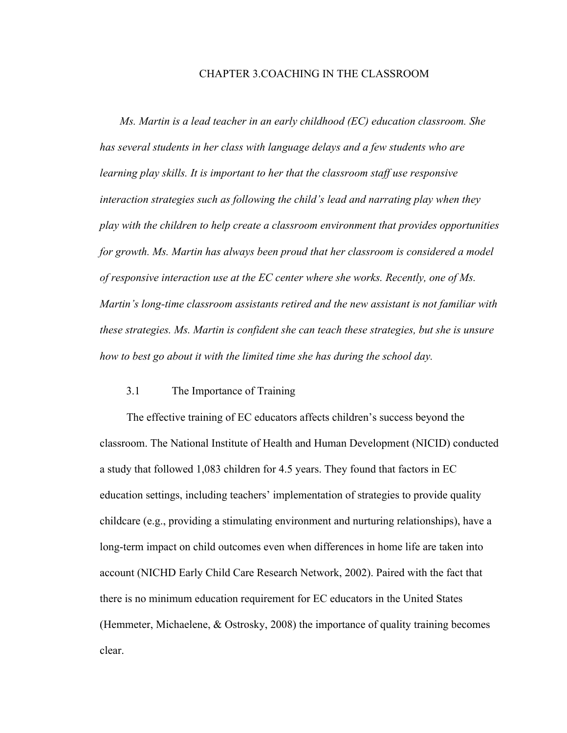# CHAPTER 3.COACHING IN THE CLASSROOM

*Ms. Martin is a lead teacher in an early childhood (EC) education classroom. She has several students in her class with language delays and a few students who are learning play skills. It is important to her that the classroom staff use responsive interaction strategies such as following the child's lead and narrating play when they play with the children to help create a classroom environment that provides opportunities for growth. Ms. Martin has always been proud that her classroom is considered a model of responsive interaction use at the EC center where she works. Recently, one of Ms. Martin's long-time classroom assistants retired and the new assistant is not familiar with these strategies. Ms. Martin is confident she can teach these strategies, but she is unsure how to best go about it with the limited time she has during the school day.*

## 3.1 The Importance of Training

The effective training of EC educators affects children's success beyond the classroom. The National Institute of Health and Human Development (NICID) conducted a study that followed 1,083 children for 4.5 years. They found that factors in EC education settings, including teachers' implementation of strategies to provide quality childcare (e.g., providing a stimulating environment and nurturing relationships), have a long-term impact on child outcomes even when differences in home life are taken into account (NICHD Early Child Care Research Network, 2002). Paired with the fact that there is no minimum education requirement for EC educators in the United States (Hemmeter, Michaelene, & Ostrosky, 2008) the importance of quality training becomes clear.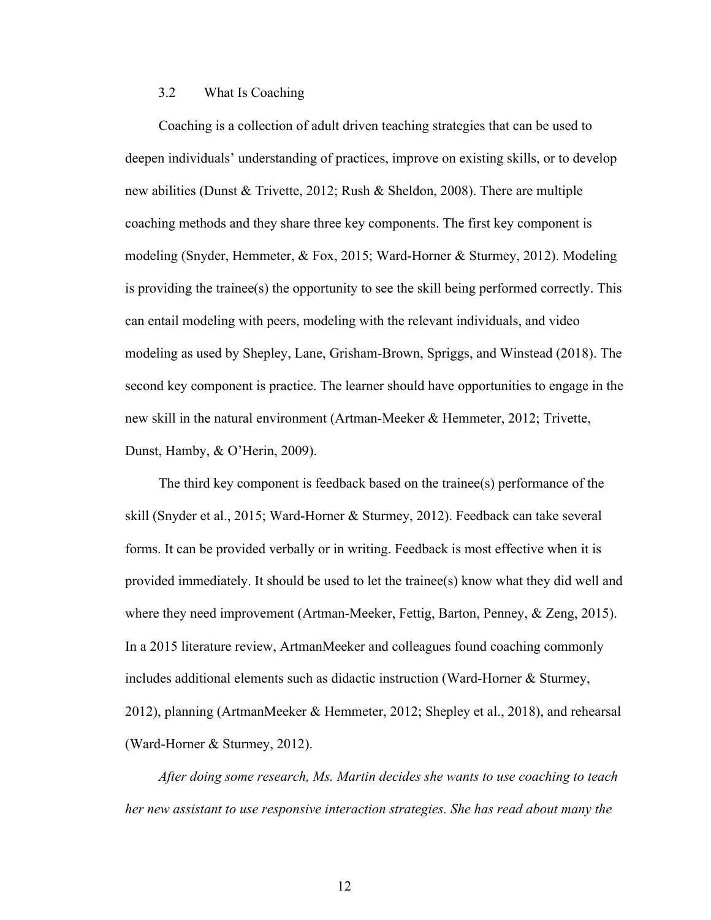### 3.2 What Is Coaching

Coaching is a collection of adult driven teaching strategies that can be used to deepen individuals' understanding of practices, improve on existing skills, or to develop new abilities (Dunst & Trivette, 2012; Rush & Sheldon, 2008). There are multiple coaching methods and they share three key components. The first key component is modeling (Snyder, Hemmeter, & Fox, 2015; Ward-Horner & Sturmey, 2012). Modeling is providing the trainee(s) the opportunity to see the skill being performed correctly. This can entail modeling with peers, modeling with the relevant individuals, and video modeling as used by Shepley, Lane, Grisham-Brown, Spriggs, and Winstead (2018). The second key component is practice. The learner should have opportunities to engage in the new skill in the natural environment (Artman-Meeker & Hemmeter, 2012; Trivette, Dunst, Hamby, & O'Herin, 2009).

The third key component is feedback based on the trainee(s) performance of the skill (Snyder et al., 2015; Ward-Horner & Sturmey, 2012). Feedback can take several forms. It can be provided verbally or in writing. Feedback is most effective when it is provided immediately. It should be used to let the trainee(s) know what they did well and where they need improvement (Artman-Meeker, Fettig, Barton, Penney, & Zeng, 2015). In a 2015 literature review, ArtmanMeeker and colleagues found coaching commonly includes additional elements such as didactic instruction (Ward-Horner & Sturmey, 2012), planning (ArtmanMeeker & Hemmeter, 2012; Shepley et al., 2018), and rehearsal (Ward-Horner & Sturmey, 2012).

*After doing some research, Ms. Martin decides she wants to use coaching to teach her new assistant to use responsive interaction strategies. She has read about many the*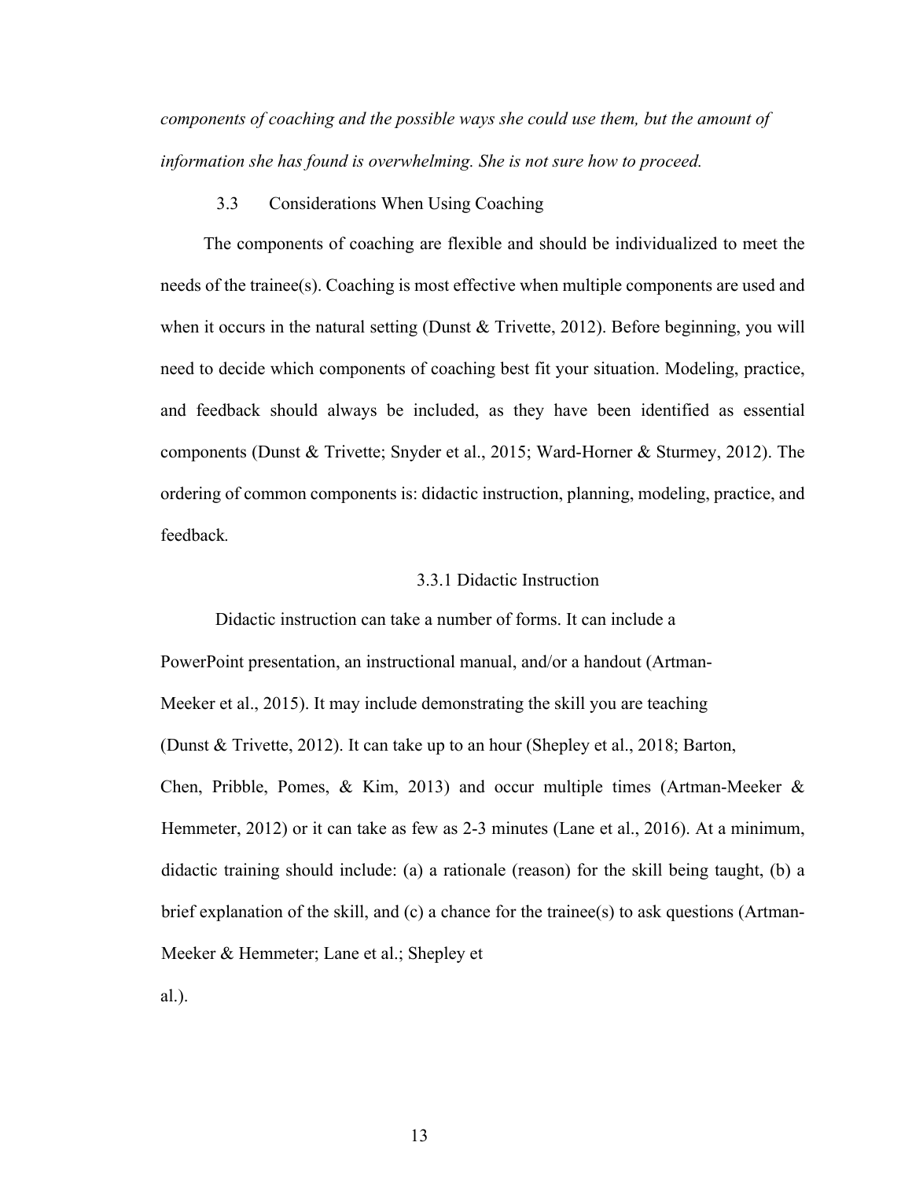*components of coaching and the possible ways she could use them, but the amount of information she has found is overwhelming. She is not sure how to proceed.*

## 3.3 Considerations When Using Coaching

The components of coaching are flexible and should be individualized to meet the needs of the trainee(s). Coaching is most effective when multiple components are used and when it occurs in the natural setting (Dunst & Trivette, 2012). Before beginning, you will need to decide which components of coaching best fit your situation. Modeling, practice, and feedback should always be included, as they have been identified as essential components (Dunst & Trivette; Snyder et al., 2015; Ward-Horner & Sturmey, 2012). The ordering of common components is: didactic instruction, planning, modeling, practice, and feedback.

### 3.3.1 Didactic Instruction

Didactic instruction can take a number of forms. It can include a PowerPoint presentation, an instructional manual, and/or a handout (Artman-Meeker et al., 2015). It may include demonstrating the skill you are teaching (Dunst & Trivette, 2012). It can take up to an hour (Shepley et al., 2018; Barton, Chen, Pribble, Pomes, & Kim, 2013) and occur multiple times (Artman-Meeker & Hemmeter, 2012) or it can take as few as 2-3 minutes (Lane et al., 2016). At a minimum, didactic training should include: (a) a rationale (reason) for the skill being taught, (b) a brief explanation of the skill, and (c) a chance for the trainee(s) to ask questions (Artman-Meeker & Hemmeter; Lane et al.; Shepley et al.).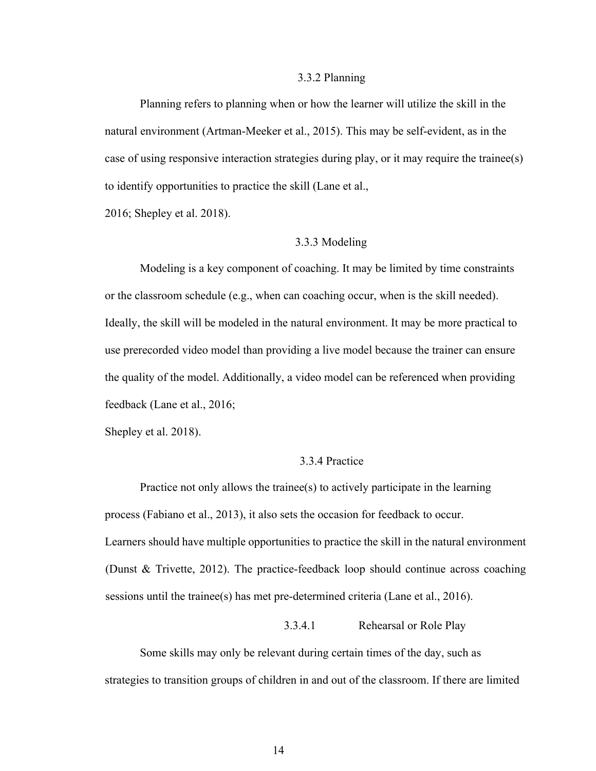### 3.3.2 Planning

Planning refers to planning when or how the learner will utilize the skill in the natural environment (Artman-Meeker et al., 2015). This may be self-evident, as in the case of using responsive interaction strategies during play, or it may require the trainee(s) to identify opportunities to practice the skill (Lane et al., 2016; Shepley et al. 2018).

### 3.3.3 Modeling

Modeling is a key component of coaching. It may be limited by time constraints or the classroom schedule (e.g., when can coaching occur, when is the skill needed). Ideally, the skill will be modeled in the natural environment. It may be more practical to use prerecorded video model than providing a live model because the trainer can ensure the quality of the model. Additionally, a video model can be referenced when providing feedback (Lane et al., 2016; Shepley et al. 2018).

### 3.3.4 Practice

Practice not only allows the trainee(s) to actively participate in the learning process (Fabiano et al., 2013), it also sets the occasion for feedback to occur. Learners should have multiple opportunities to practice the skill in the natural environment (Dunst & Trivette, 2012). The practice-feedback loop should continue across coaching sessions until the trainee(s) has met pre-determined criteria (Lane et al., 2016).

#### 3.3.4.1 Rehearsal or Role Play

Some skills may only be relevant during certain times of the day, such as strategies to transition groups of children in and out of the classroom. If there are limited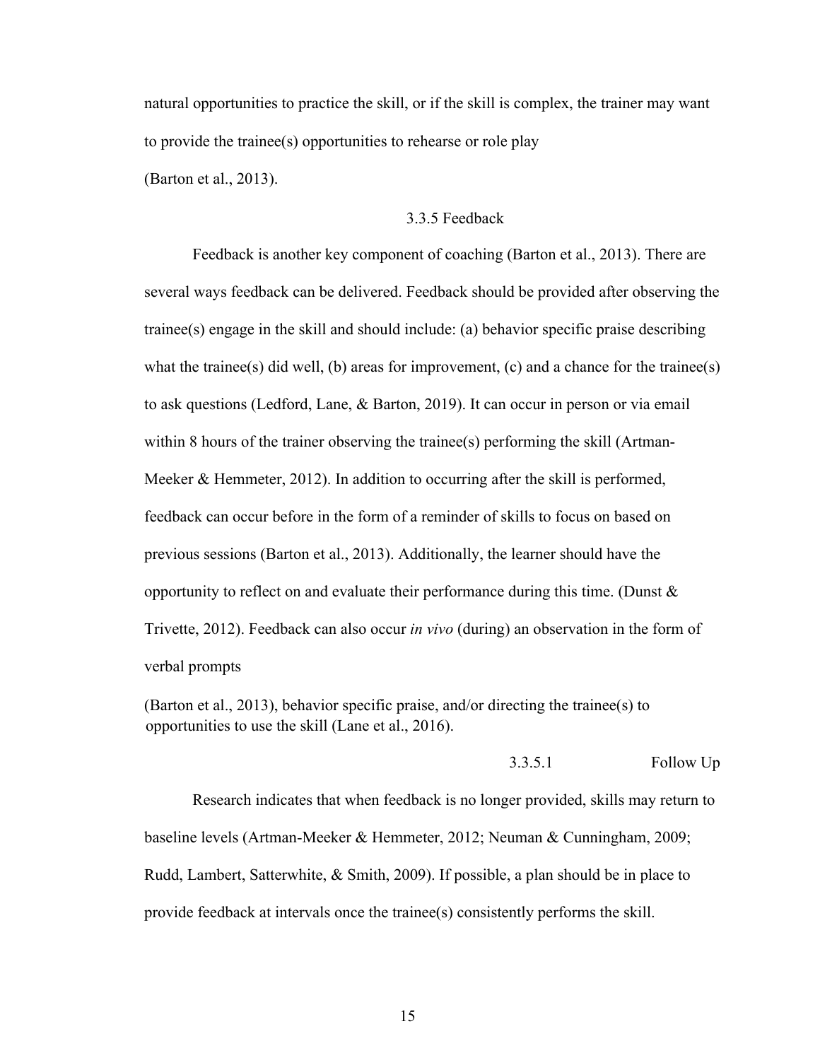natural opportunities to practice the skill, or if the skill is complex, the trainer may want to provide the trainee(s) opportunities to rehearse or role play (Barton et al., 2013).

### 3.3.5 Feedback

Feedback is another key component of coaching (Barton et al., 2013). There are several ways feedback can be delivered. Feedback should be provided after observing the trainee(s) engage in the skill and should include: (a) behavior specific praise describing what the trainee(s) did well, (b) areas for improvement, (c) and a chance for the trainee(s) to ask questions (Ledford, Lane, & Barton, 2019). It can occur in person or via email within 8 hours of the trainer observing the trainee(s) performing the skill (Artman-Meeker & Hemmeter, 2012). In addition to occurring after the skill is performed, feedback can occur before in the form of a reminder of skills to focus on based on previous sessions (Barton et al., 2013). Additionally, the learner should have the opportunity to reflect on and evaluate their performance during this time. (Dunst & Trivette, 2012). Feedback can also occur *in vivo* (during) an observation in the form of verbal prompts (Barton et al., 2013), behavior specific praise, and/or directing the trainee(s) to opportunities to use the skill (Lane et al., 2016).

#### 3.3.5.1 Follow Up

Research indicates that when feedback is no longer provided, skills may return to baseline levels (Artman-Meeker & Hemmeter, 2012; Neuman & Cunningham, 2009; Rudd, Lambert, Satterwhite, & Smith, 2009). If possible, a plan should be in place to provide feedback at intervals once the trainee(s) consistently performs the skill.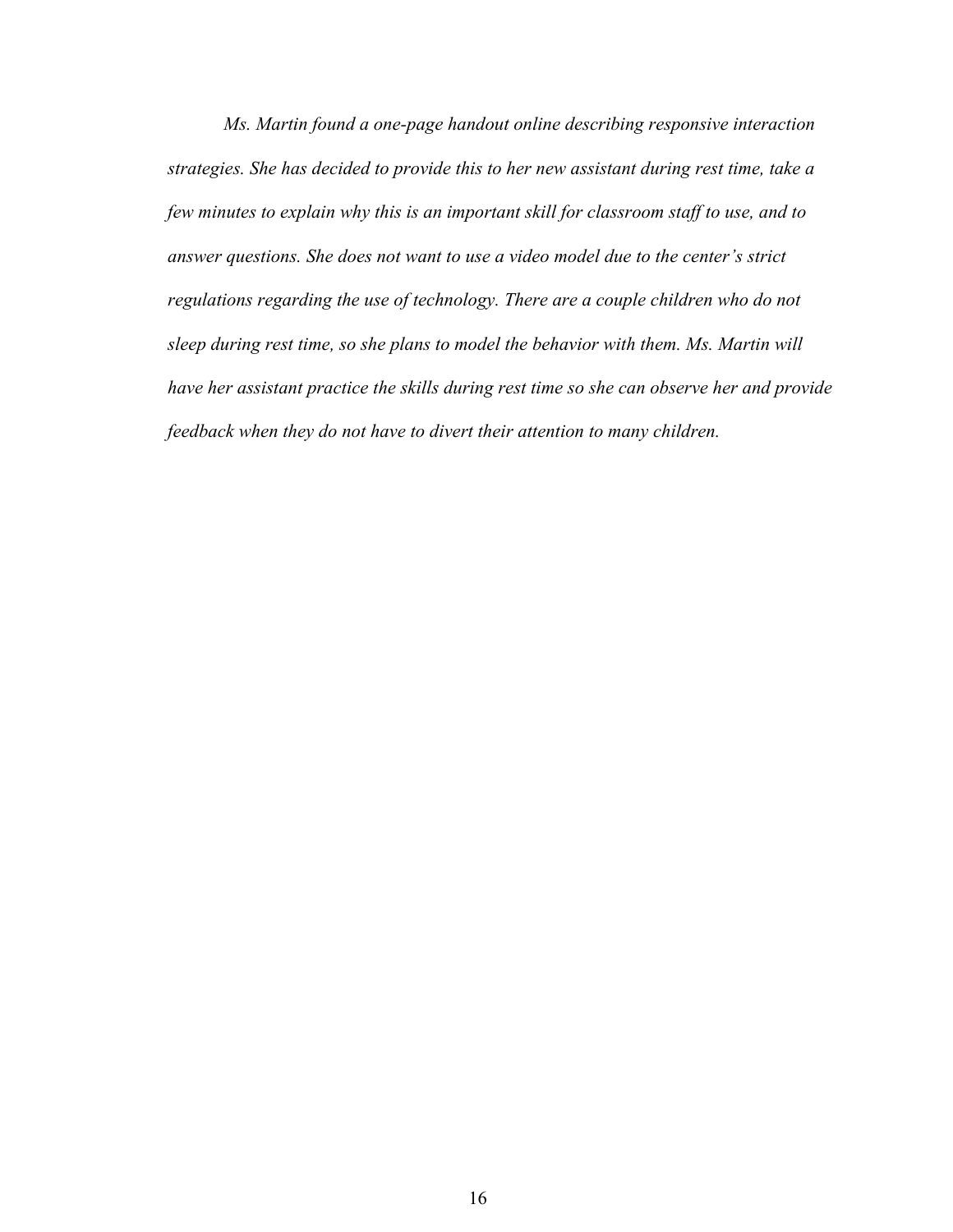*Ms. Martin found a one-page handout online describing responsive interaction strategies. She has decided to provide this to her new assistant during rest time, take a few minutes to explain why this is an important skill for classroom staff to use, and to answer questions. She does not want to use a video model due to the center's strict regulations regarding the use of technology. There are a couple children who do not sleep during rest time, so she plans to model the behavior with them. Ms. Martin will have her assistant practice the skills during rest time so she can observe her and provide feedback when they do not have to divert their attention to many children.*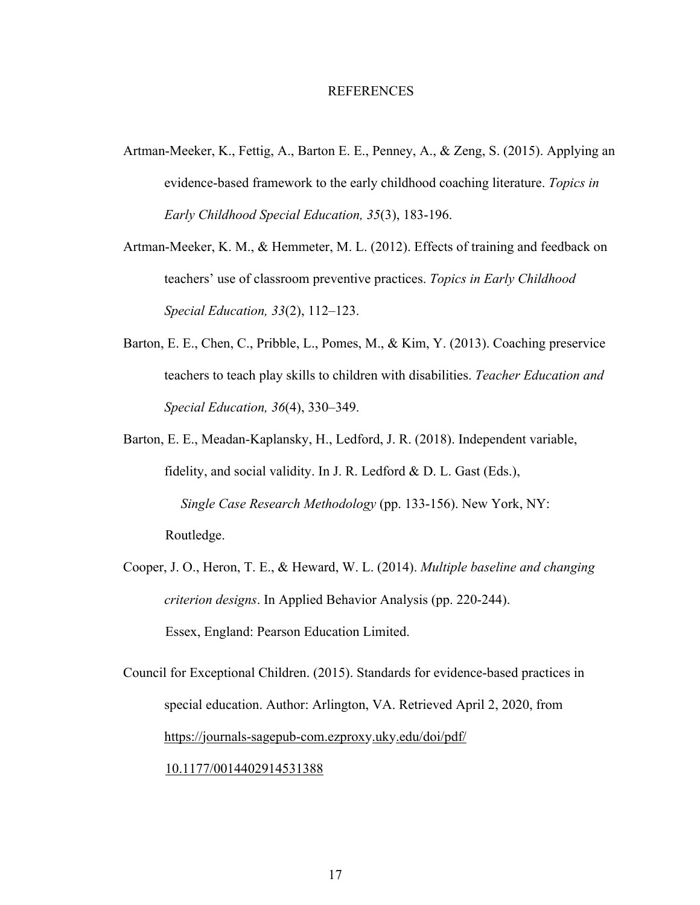# REFERENCES

Artman-Meeker, K., Fettig, A., Barton E. E., Penney, A., & Zeng, S. (2015). Applying an evidence-based framework to the early childhood coaching literature. *Topics in Early Childhood Special Education, 35*(3), 183-196.

Artman-Meeker, K. M., & Hemmeter, M. L. (2012). Effects of training and feedback on teachers' use of classroom preventive practices. *Topics in Early Childhood Special Education, 33*(2), 112–123.

Barton, E. E., Chen, C., Pribble, L., Pomes, M., & Kim, Y. (2013). Coaching preservice teachers to teach play skills to children with disabilities. *Teacher Education and Special Education, 36*(4), 330–349.

Barton, E. E., Meadan-Kaplansky, H., Ledford, J. R. (2018). Independent variable, fidelity, and social validity. In J. R. Ledford & D. L. Gast (Eds.), *Single Case Research Methodology* (pp. 133-156). New York, NY: Routledge.

Cooper, J. O., Heron, T. E., & Heward, W. L. (2014). *Multiple baseline and changing criterion designs*. In Applied Behavior Analysis (pp. 220-244). Essex, England: Pearson Education Limited.

Council for Exceptional Children. (2015). Standards for evidence-based practices in special education. Author: Arlington, VA. Retrieved April 2, 2020, from https://journals-sagepub-com.ezproxy.uky.edu/doi/pdf/10.1177/0014402914531388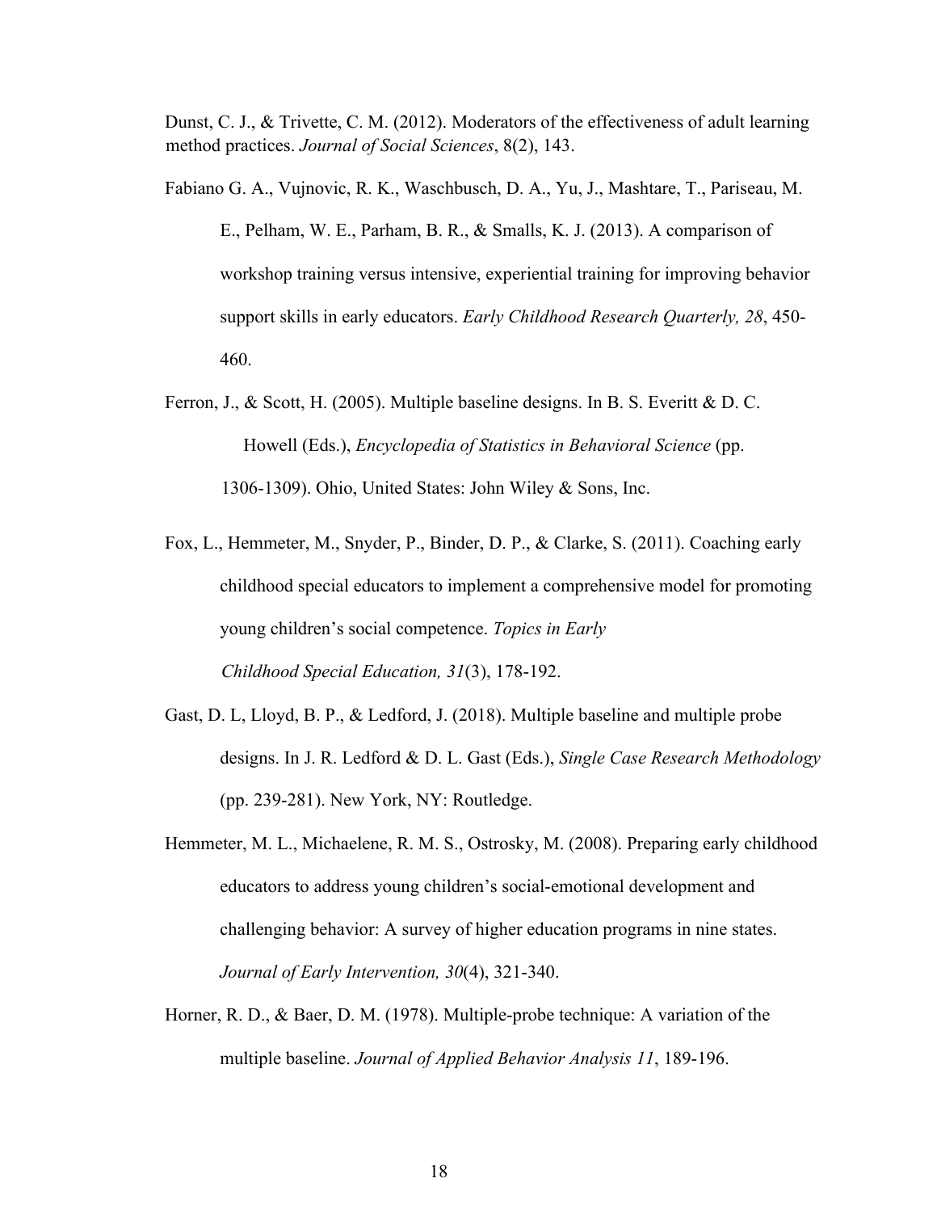Dunst, C. J., & Trivette, C. M. (2012). Moderators of the effectiveness of adult learning method practices. *Journal of Social Sciences*, 8(2), 143.

Fabiano G. A., Vujnovic, R. K., Waschbusch, D. A., Yu, J., Mashtare, T., Pariseau, M. E., Pelham, W. E., Parham, B. R., & Smalls, K. J. (2013). A comparison of workshop training versus intensive, experiential training for improving behavior support skills in early educators. *Early Childhood Research Quarterly, 28*, 450-460.

Ferron, J., & Scott, H. (2005). Multiple baseline designs. In B. S. Everitt & D. C. Howell (Eds.), *Encyclopedia of Statistics in Behavioral Science* (pp. 1306-1309). Ohio, United States: John Wiley & Sons, Inc.

Fox, L., Hemmeter, M., Snyder, P., Binder, D. P., & Clarke, S. (2011). Coaching early childhood special educators to implement a comprehensive model for promoting young children's social competence. *Topics in Early Childhood Special Education, 31*(3), 178-192.

Gast, D. L, Lloyd, B. P., & Ledford, J. (2018). Multiple baseline and multiple probe designs. In J. R. Ledford & D. L. Gast (Eds.), *Single Case Research Methodology* (pp. 239-281). New York, NY: Routledge.

Hemmeter, M. L., Michaelene, R. M. S., Ostrosky, M. (2008). Preparing early childhood educators to address young children's social-emotional development and challenging behavior: A survey of higher education programs in nine states. *Journal of Early Intervention, 30*(4), 321-340.

Horner, R. D., & Baer, D. M. (1978). Multiple-probe technique: A variation of the multiple baseline. *Journal of Applied Behavior Analysis 11*, 189-196.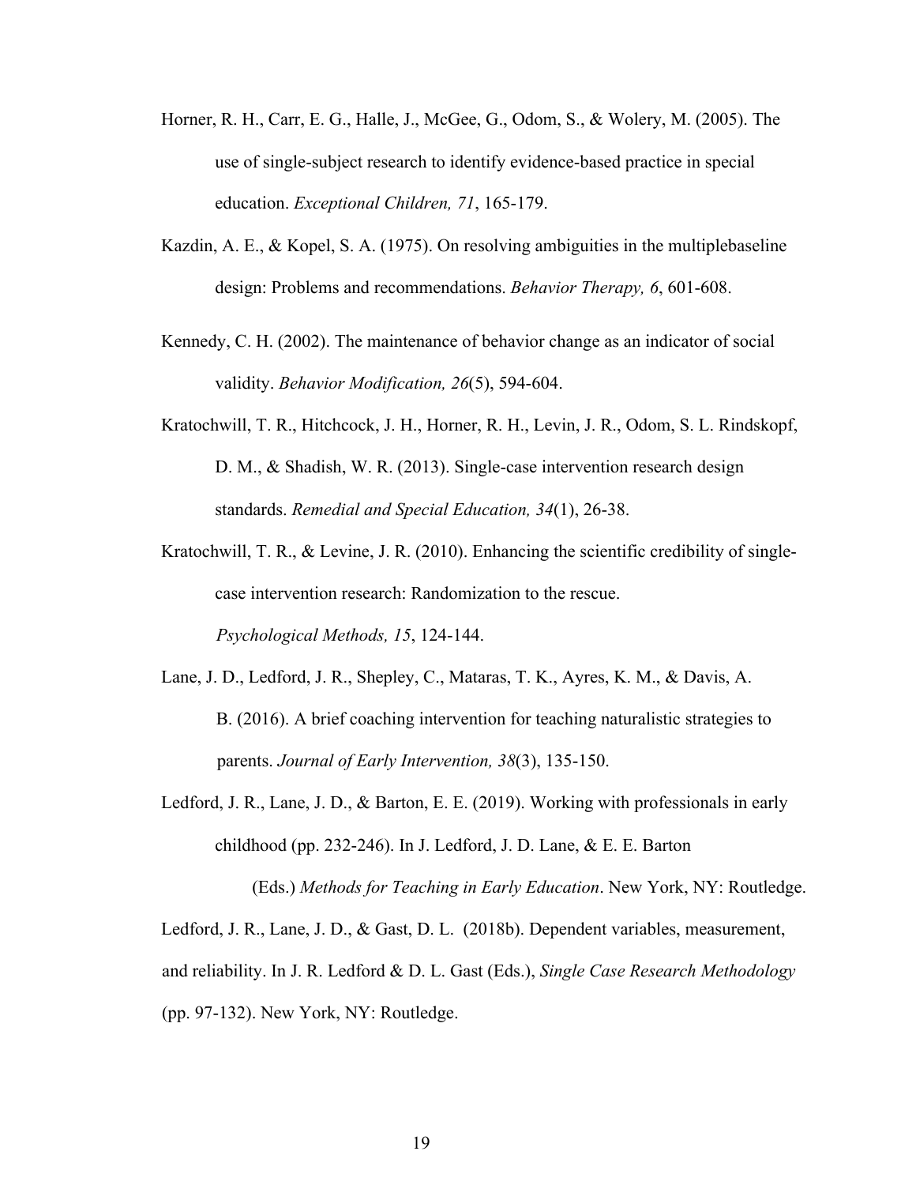Horner, R. H., Carr, E. G., Halle, J., McGee, G., Odom, S., & Wolery, M. (2005). The use of single-subject research to identify evidence-based practice in special education. *Exceptional Children, 71*, 165-179.

Kazdin, A. E., & Kopel, S. A. (1975). On resolving ambiguities in the multiplebaseline design: Problems and recommendations. *Behavior Therapy, 6*, 601-608.

Kennedy, C. H. (2002). The maintenance of behavior change as an indicator of social validity. *Behavior Modification, 26*(5), 594-604.

Kratochwill, T. R., Hitchcock, J. H., Horner, R. H., Levin, J. R., Odom, S. L. Rindskopf, D. M., & Shadish, W. R. (2013). Single-case intervention research design standards. *Remedial and Special Education, 34*(1), 26-38.

Kratochwill, T. R., & Levine, J. R. (2010). Enhancing the scientific credibility of single-case intervention research: Randomization to the rescue. *Psychological Methods, 15*, 124-144.

Lane, J. D., Ledford, J. R., Shepley, C., Mataras, T. K., Ayres, K. M., & Davis, A. B. (2016). A brief coaching intervention for teaching naturalistic strategies to parents. *Journal of Early Intervention, 38*(3), 135-150.

Ledford, J. R., Lane, J. D., & Barton, E. E. (2019). Working with professionals in early childhood (pp. 232-246). In J. Ledford, J. D. Lane, & E. E. Barton (Eds.) *Methods for Teaching in Early Education*. New York, NY: Routledge.

Ledford, J. R., Lane, J. D., & Gast, D. L. (2018b). Dependent variables, measurement, and reliability. In J. R. Ledford & D. L. Gast (Eds.), *Single Case Research Methodology* (pp. 97-132). New York, NY: Routledge.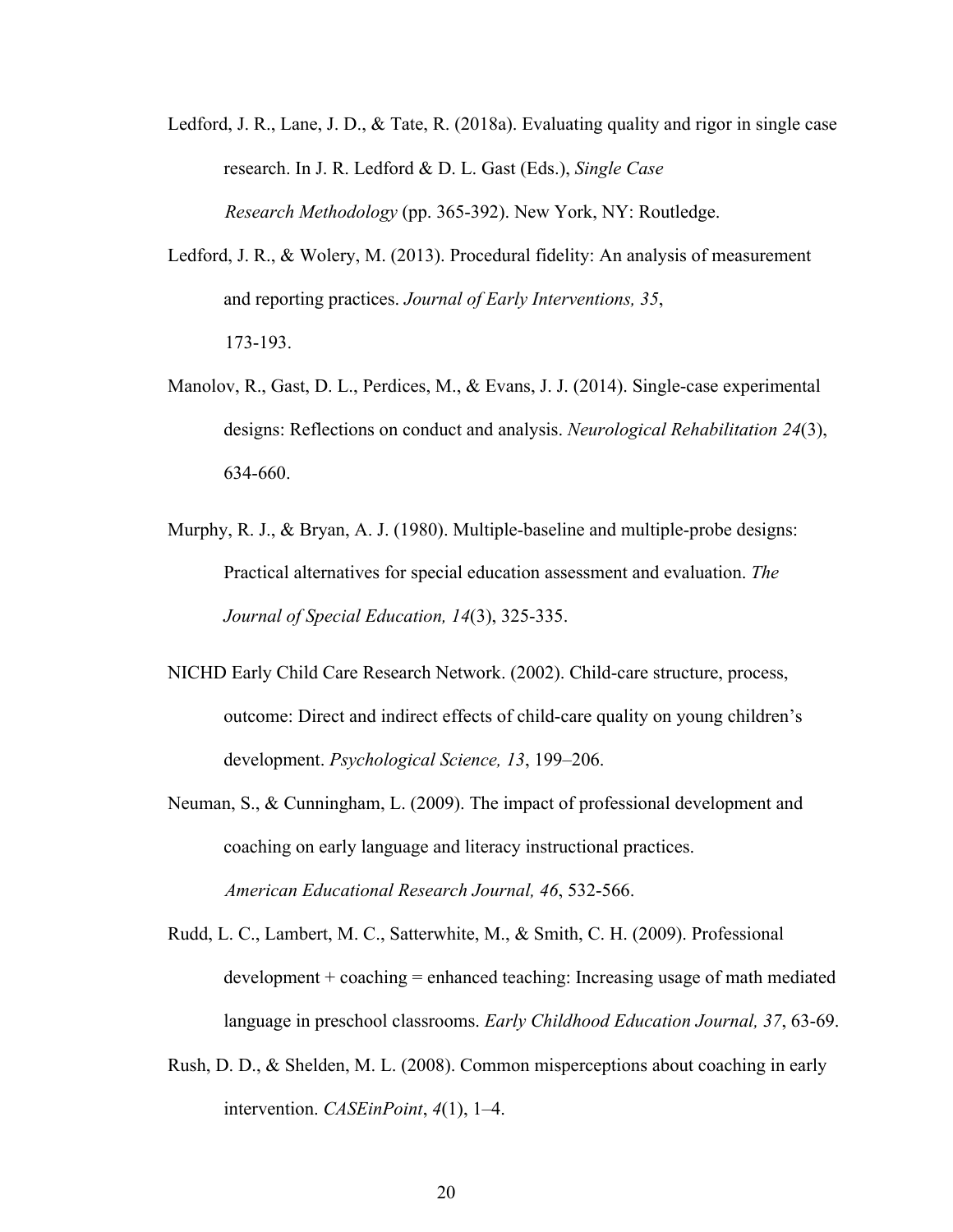Ledford, J. R., Lane, J. D., & Tate, R. (2018a). Evaluating quality and rigor in single case research. In J. R. Ledford & D. L. Gast (Eds.), *Single Case Research Methodology* (pp. 365-392). New York, NY: Routledge.

Ledford, J. R., & Wolery, M. (2013). Procedural fidelity: An analysis of measurement and reporting practices. *Journal of Early Interventions, 35*, 173-193.

Manolov, R., Gast, D. L., Perdices, M., & Evans, J. J. (2014). Single-case experimental designs: Reflections on conduct and analysis. *Neurological Rehabilitation 24*(3), 634-660.

Murphy, R. J., & Bryan, A. J. (1980). Multiple-baseline and multiple-probe designs: Practical alternatives for special education assessment and evaluation. *The Journal of Special Education, 14*(3), 325-335.

NICHD Early Child Care Research Network. (2002). Child-care structure, process, outcome: Direct and indirect effects of child-care quality on young children's development. *Psychological Science, 13*, 199–206.

Neuman, S., & Cunningham, L. (2009). The impact of professional development and coaching on early language and literacy instructional practices. *American Educational Research Journal, 46*, 532-566.

Rudd, L. C., Lambert, M. C., Satterwhite, M., & Smith, C. H. (2009). Professional development + coaching = enhanced teaching: Increasing usage of math mediated language in preschool classrooms. *Early Childhood Education Journal, 37*, 63-69.

Rush, D. D., & Shelden, M. L. (2008). Common misperceptions about coaching in early intervention. *CASEinPoint*, *4*(1), 1–4.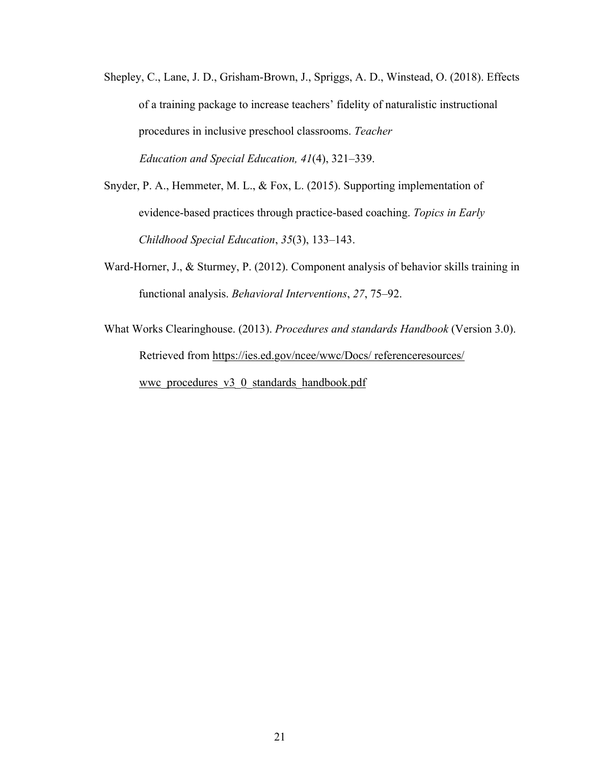Shepley, C., Lane, J. D., Grisham-Brown, J., Spriggs, A. D., Winstead, O. (2018). Effects of a training package to increase teachers' fidelity of naturalistic instructional procedures in inclusive preschool classrooms. *Teacher Education and Special Education, 41*(4), 321–339.

Snyder, P. A., Hemmeter, M. L., & Fox, L. (2015). Supporting implementation of evidence-based practices through practice-based coaching. *Topics in Early Childhood Special Education*, *35*(3), 133–143.

Ward-Horner, J., & Sturmey, P. (2012). Component analysis of behavior skills training in functional analysis. *Behavioral Interventions*, *27*, 75–92.

What Works Clearinghouse. (2013). *Procedures and standards Handbook* (Version 3.0). Retrieved from https://ies.ed.gov/ncee/wwc/Docs/ referenceresources/ wwc_procedures_v3_0_standards_handbook.pdf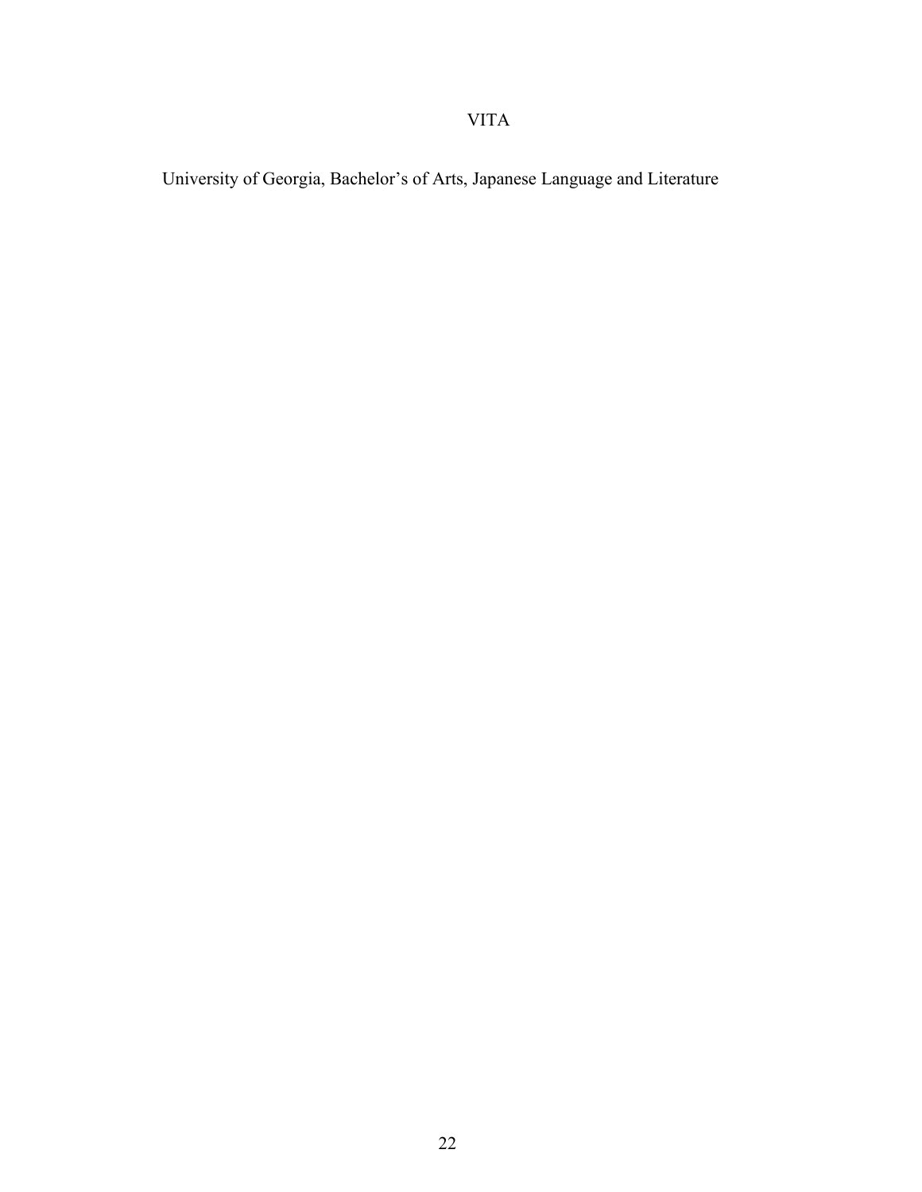# VITA

University of Georgia, Bachelor’s of Arts, Japanese Language and Literature